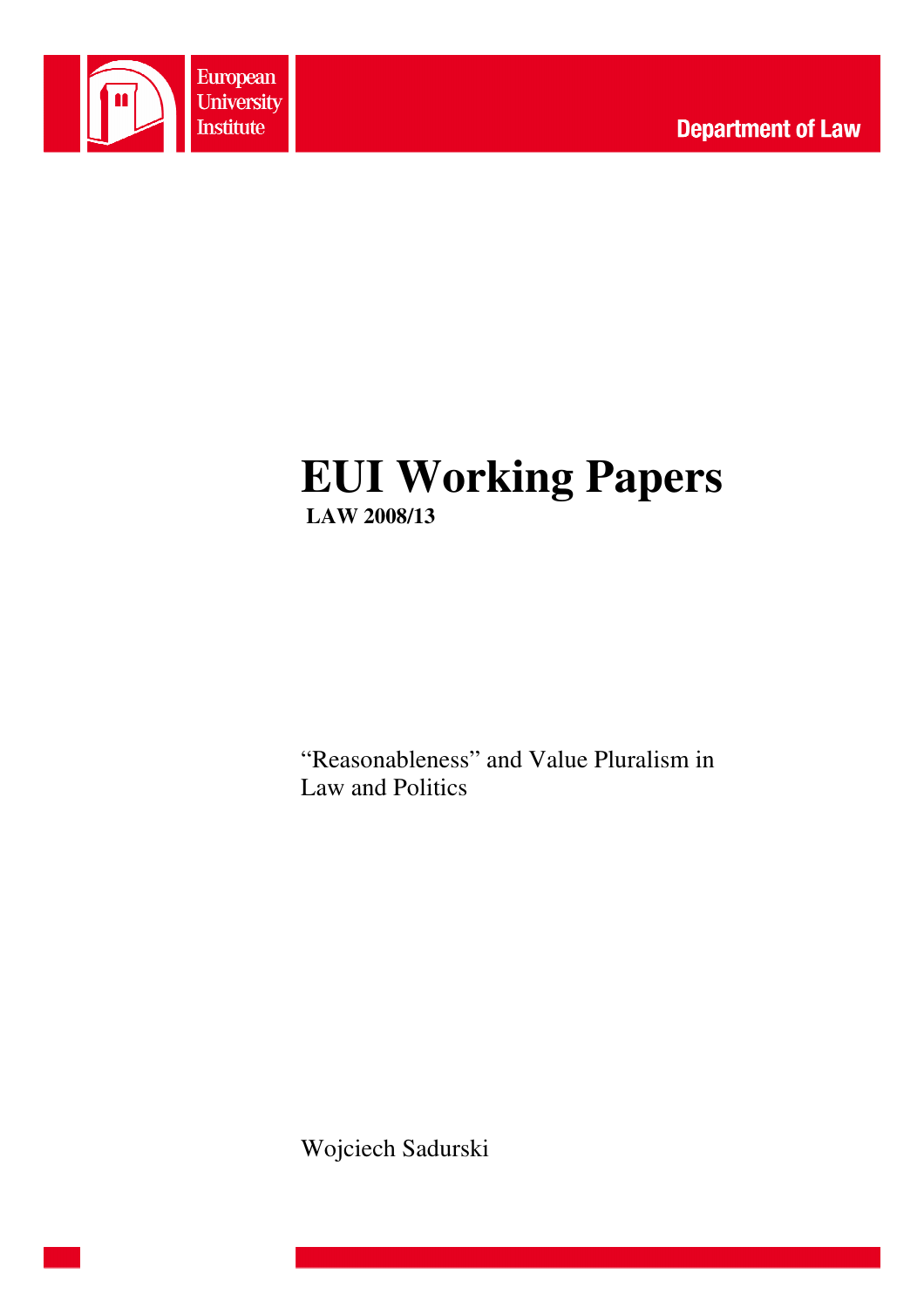European University Institute

Department of Law

# EUI Working Papers

**LAW 2008/13**

"Reasonableness" and Value Pluralism in Law and Politics

Wojciech Sadurski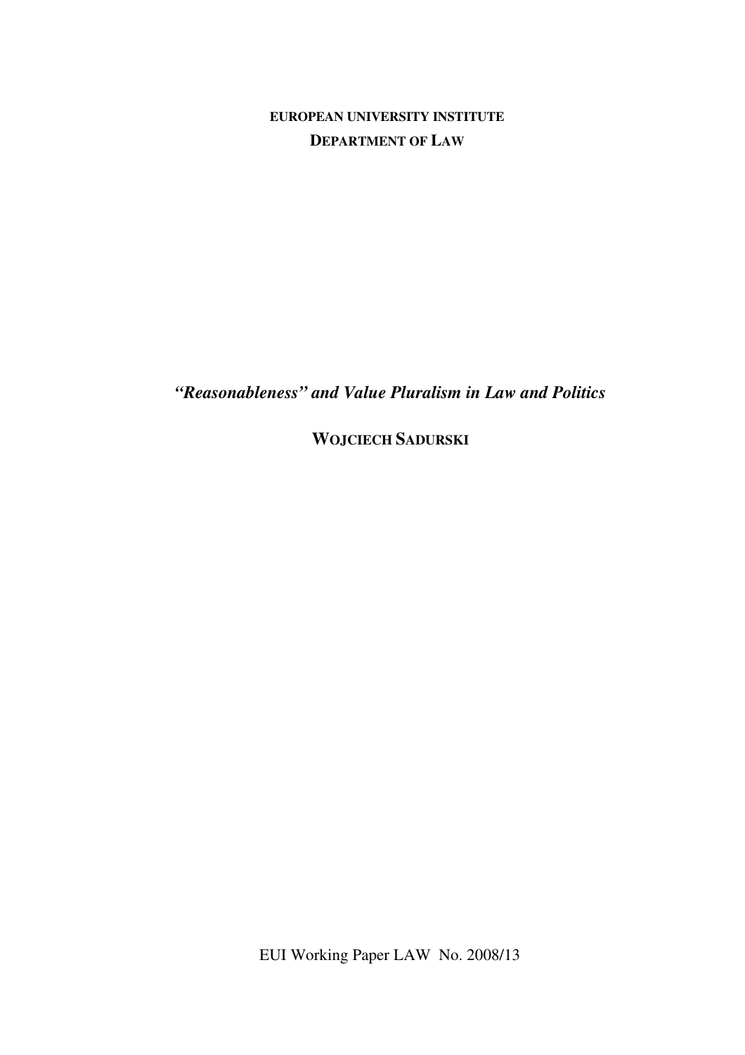**EUROPEAN UNIVERSITY INSTITUTE**

**DEPARTMENT OF LAW**

# *"Reasonableness" and Value Pluralism in Law and Politics*

**WOJCIECH SADURSKI**

EUI Working Paper LAW No. 2008/13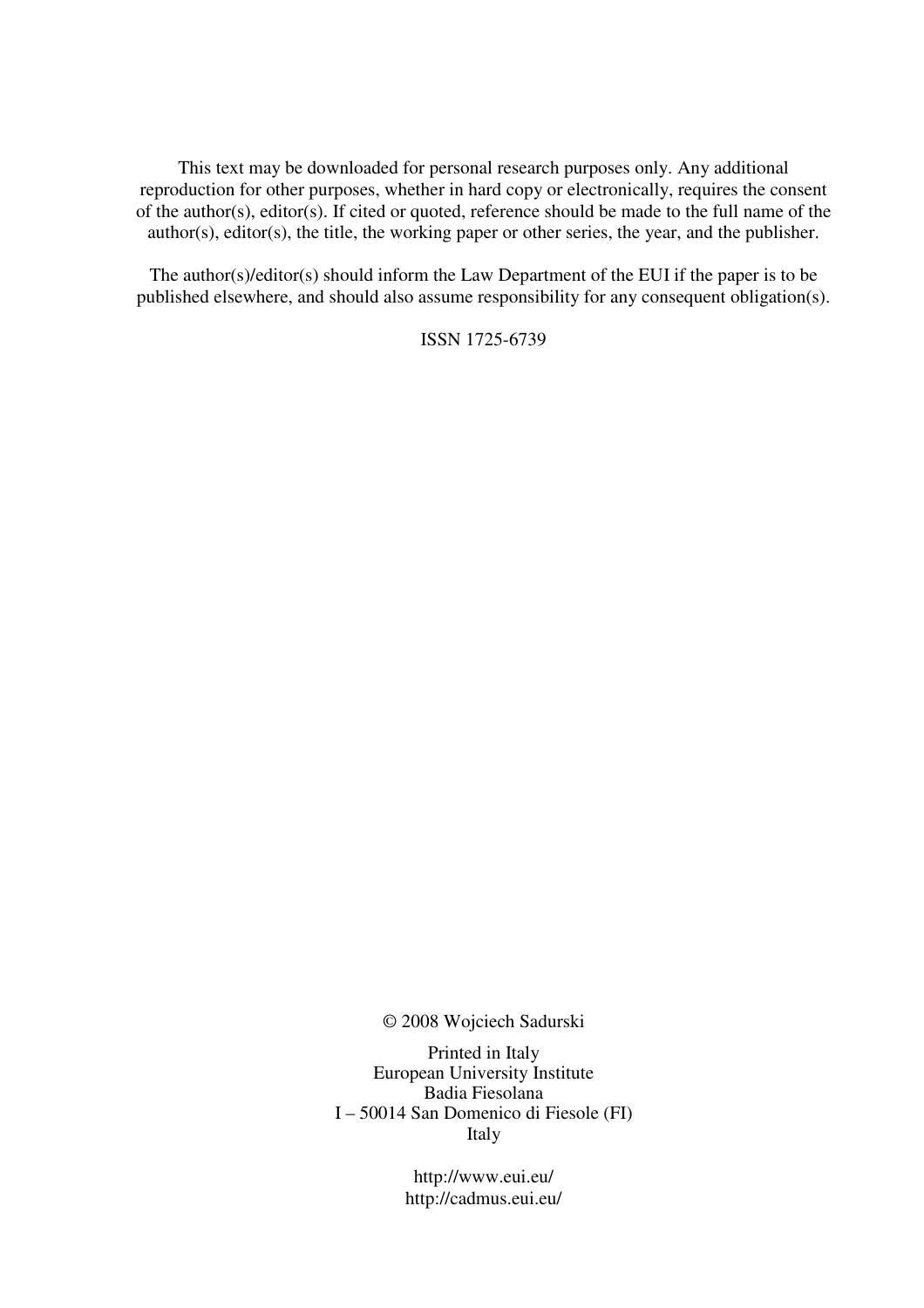This text may be downloaded for personal research purposes only. Any additional reproduction for other purposes, whether in hard copy or electronically, requires the consent of the author(s), editor(s). If cited or quoted, reference should be made to the full name of the author(s), editor(s), the title, the working paper or other series, the year, and the publisher.

The author(s)/editor(s) should inform the Law Department of the EUI if the paper is to be published elsewhere, and should also assume responsibility for any consequent obligation(s).

ISSN 1725-6739

© 2008 Wojciech Sadurski

Printed in Italy
European University Institute
Badia Fiesolana
I – 50014 San Domenico di Fiesole (FI)
Italy

http://www.eui.eu/
http://cadmus.eui.eu/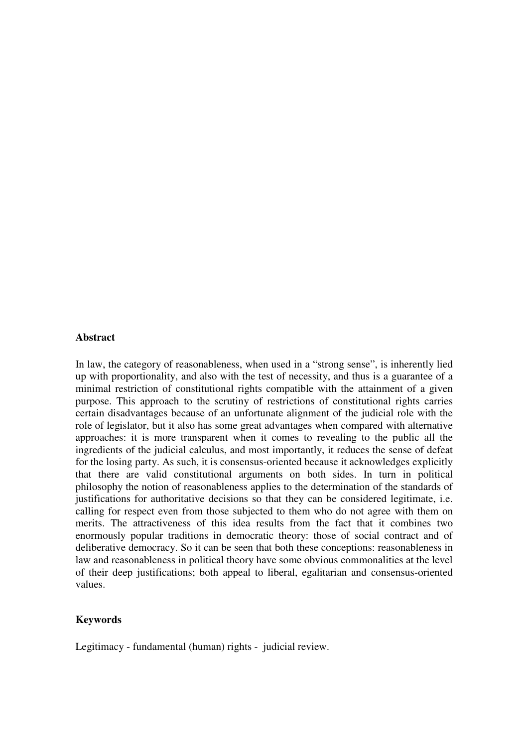**Abstract**

In law, the category of reasonableness, when used in a "strong sense", is inherently lied up with proportionality, and also with the test of necessity, and thus is a guarantee of a minimal restriction of constitutional rights compatible with the attainment of a given purpose. This approach to the scrutiny of restrictions of constitutional rights carries certain disadvantages because of an unfortunate alignment of the judicial role with the role of legislator, but it also has some great advantages when compared with alternative approaches: it is more transparent when it comes to revealing to the public all the ingredients of the judicial calculus, and most importantly, it reduces the sense of defeat for the losing party. As such, it is consensus-oriented because it acknowledges explicitly that there are valid constitutional arguments on both sides. In turn in political philosophy the notion of reasonableness applies to the determination of the standards of justifications for authoritative decisions so that they can be considered legitimate, i.e. calling for respect even from those subjected to them who do not agree with them on merits. The attractiveness of this idea results from the fact that it combines two enormously popular traditions in democratic theory: those of social contract and of deliberative democracy. So it can be seen that both these conceptions: reasonableness in law and reasonableness in political theory have some obvious commonalities at the level of their deep justifications; both appeal to liberal, egalitarian and consensus-oriented values.

**Keywords**

Legitimacy - fundamental (human) rights - judicial review.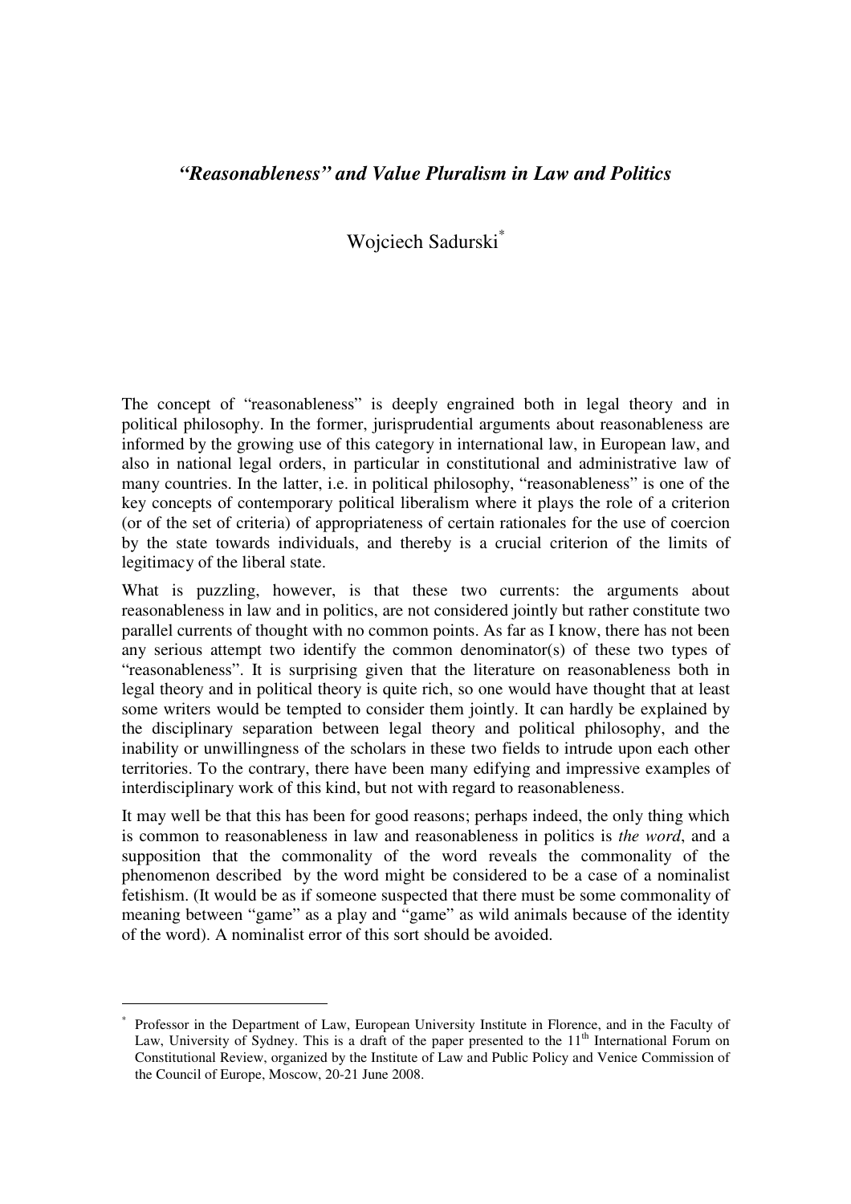# *"Reasonableness" and Value Pluralism in Law and Politics*

Wojciech Sadurski[*]

The concept of "reasonableness" is deeply engrained both in legal theory and in political philosophy. In the former, jurisprudential arguments about reasonableness are informed by the growing use of this category in international law, in European law, and also in national legal orders, in particular in constitutional and administrative law of many countries. In the latter, i.e. in political philosophy, "reasonableness" is one of the key concepts of contemporary political liberalism where it plays the role of a criterion (or of the set of criteria) of appropriateness of certain rationales for the use of coercion by the state towards individuals, and thereby is a crucial criterion of the limits of legitimacy of the liberal state.

What is puzzling, however, is that these two currents: the arguments about reasonableness in law and in politics, are not considered jointly but rather constitute two parallel currents of thought with no common points. As far as I know, there has not been any serious attempt two identify the common denominator(s) of these two types of "reasonableness". It is surprising given that the literature on reasonableness both in legal theory and in political theory is quite rich, so one would have thought that at least some writers would be tempted to consider them jointly. It can hardly be explained by the disciplinary separation between legal theory and political philosophy, and the inability or unwillingness of the scholars in these two fields to intrude upon each other territories. To the contrary, there have been many edifying and impressive examples of interdisciplinary work of this kind, but not with regard to reasonableness.

It may well be that this has been for good reasons; perhaps indeed, the only thing which is common to reasonableness in law and reasonableness in politics is *the word*, and a supposition that the commonality of the word reveals the commonality of the phenomenon described by the word might be considered to be a case of a nominalist fetishism. (It would be as if someone suspected that there must be some commonality of meaning between "game" as a play and "game" as wild animals because of the identity of the word). A nominalist error of this sort should be avoided.

---

[*] Professor in the Department of Law, European University Institute in Florence, and in the Faculty of Law, University of Sydney. This is a draft of the paper presented to the 11th International Forum on Constitutional Review, organized by the Institute of Law and Public Policy and Venice Commission of the Council of Europe, Moscow, 20-21 June 2008.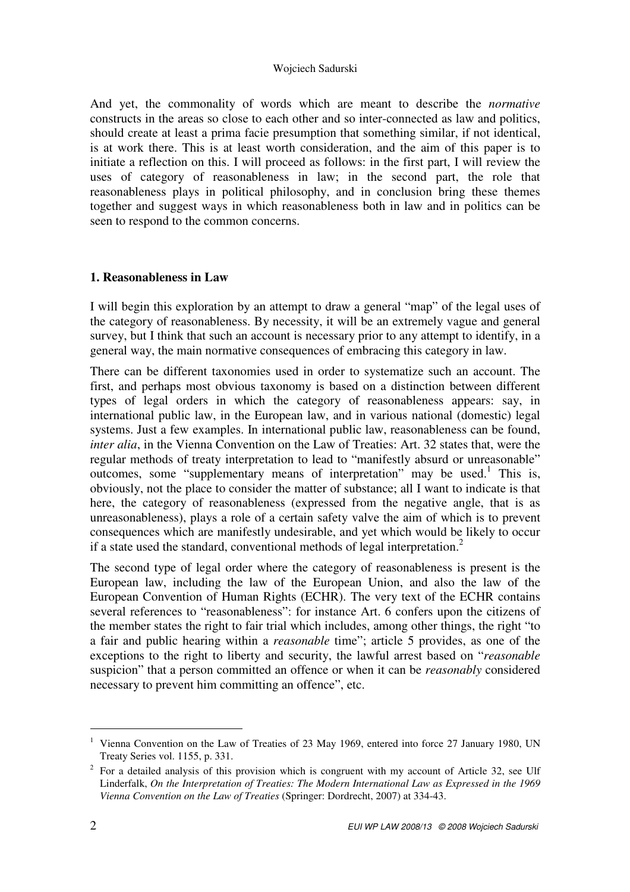And yet, the commonality of words which are meant to describe the *normative* constructs in the areas so close to each other and so inter-connected as law and politics, should create at least a prima facie presumption that something similar, if not identical, is at work there. This is at least worth consideration, and the aim of this paper is to initiate a reflection on this. I will proceed as follows: in the first part, I will review the uses of category of reasonableness in law; in the second part, the role that reasonableness plays in political philosophy, and in conclusion bring these themes together and suggest ways in which reasonableness both in law and in politics can be seen to respond to the common concerns.

## 1. Reasonableness in Law

I will begin this exploration by an attempt to draw a general "map" of the legal uses of the category of reasonableness. By necessity, it will be an extremely vague and general survey, but I think that such an account is necessary prior to any attempt to identify, in a general way, the main normative consequences of embracing this category in law.

There can be different taxonomies used in order to systematize such an account. The first, and perhaps most obvious taxonomy is based on a distinction between different types of legal orders in which the category of reasonableness appears: say, in international public law, in the European law, and in various national (domestic) legal systems. Just a few examples. In international public law, reasonableness can be found, *inter alia*, in the Vienna Convention on the Law of Treaties: Art. 32 states that, were the regular methods of treaty interpretation to lead to "manifestly absurd or unreasonable" outcomes, some "supplementary means of interpretation" may be used.[1] This is, obviously, not the place to consider the matter of substance; all I want to indicate is that here, the category of reasonableness (expressed from the negative angle, that is as unreasonableness), plays a role of a certain safety valve the aim of which is to prevent consequences which are manifestly undesirable, and yet which would be likely to occur if a state used the standard, conventional methods of legal interpretation.[2]

The second type of legal order where the category of reasonableness is present is the European law, including the law of the European Union, and also the law of the European Convention of Human Rights (ECHR). The very text of the ECHR contains several references to "reasonableness": for instance Art. 6 confers upon the citizens of the member states the right to fair trial which includes, among other things, the right "to a fair and public hearing within a *reasonable* time"; article 5 provides, as one of the exceptions to the right to liberty and security, the lawful arrest based on "*reasonable* suspicion" that a person committed an offence or when it can be *reasonably* considered necessary to prevent him committing an offence", etc.

---

[1] Vienna Convention on the Law of Treaties of 23 May 1969, entered into force 27 January 1980, UN Treaty Series vol. 1155, p. 331.

[2] For a detailed analysis of this provision which is congruent with my account of Article 32, see Ulf Linderfalk, *On the Interpretation of Treaties: The Modern International Law as Expressed in the 1969 Vienna Convention on the Law of Treaties* (Springer: Dordrecht, 2007) at 334-43.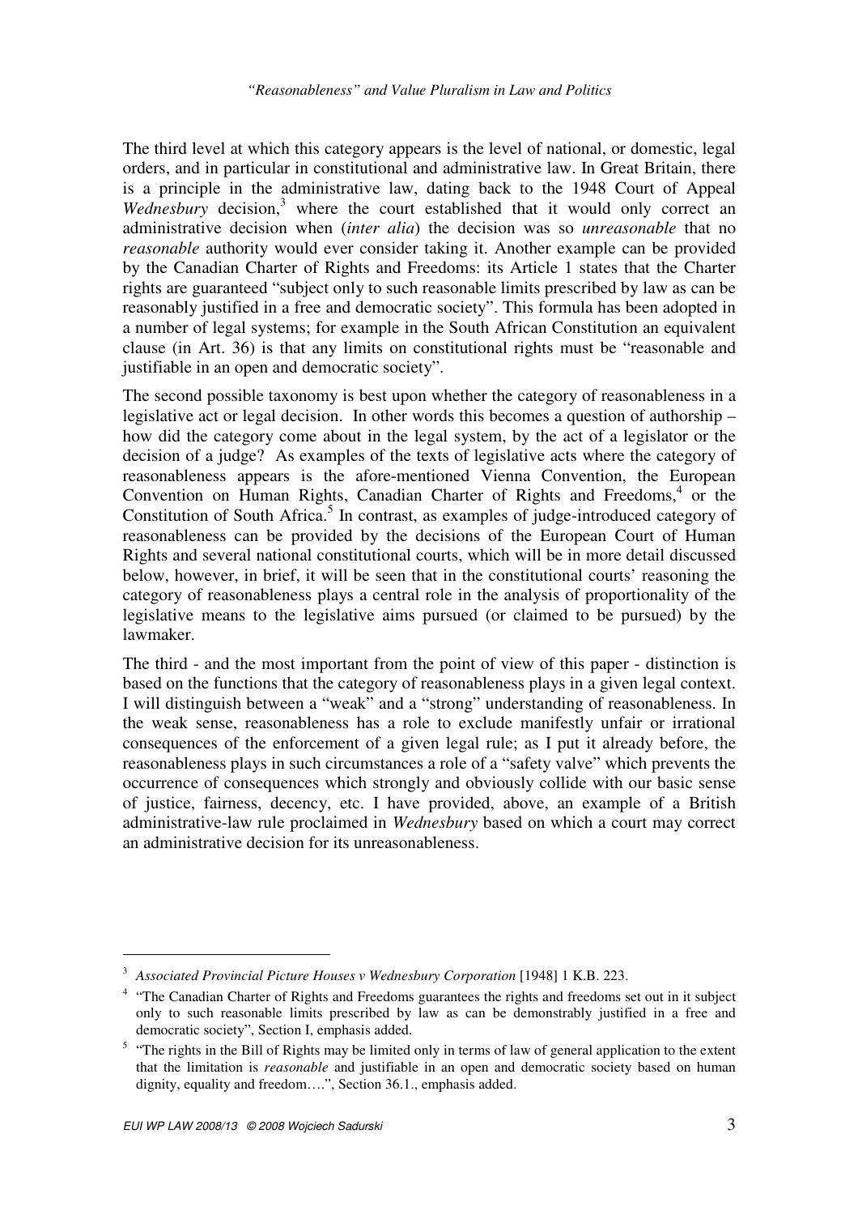The third level at which this category appears is the level of national, or domestic, legal orders, and in particular in constitutional and administrative law. In Great Britain, there is a principle in the administrative law, dating back to the 1948 Court of Appeal *Wednesbury* decision,[3] where the court established that it would only correct an administrative decision when (*inter alia*) the decision was so *unreasonable* that no *reasonable* authority would ever consider taking it. Another example can be provided by the Canadian Charter of Rights and Freedoms: its Article 1 states that the Charter rights are guaranteed "subject only to such reasonable limits prescribed by law as can be reasonably justified in a free and democratic society". This formula has been adopted in a number of legal systems; for example in the South African Constitution an equivalent clause (in Art. 36) is that any limits on constitutional rights must be "reasonable and justifiable in an open and democratic society".

The second possible taxonomy is best upon whether the category of reasonableness in a legislative act or legal decision. In other words this becomes a question of authorship – how did the category come about in the legal system, by the act of a legislator or the decision of a judge? As examples of the texts of legislative acts where the category of reasonableness appears is the afore-mentioned Vienna Convention, the European Convention on Human Rights, Canadian Charter of Rights and Freedoms,[4] or the Constitution of South Africa.[5] In contrast, as examples of judge-introduced category of reasonableness can be provided by the decisions of the European Court of Human Rights and several national constitutional courts, which will be in more detail discussed below, however, in brief, it will be seen that in the constitutional courts' reasoning the category of reasonableness plays a central role in the analysis of proportionality of the legislative means to the legislative aims pursued (or claimed to be pursued) by the lawmaker.

The third - and the most important from the point of view of this paper - distinction is based on the functions that the category of reasonableness plays in a given legal context. I will distinguish between a "weak" and a "strong" understanding of reasonableness. In the weak sense, reasonableness has a role to exclude manifestly unfair or irrational consequences of the enforcement of a given legal rule; as I put it already before, the reasonableness plays in such circumstances a role of a "safety valve" which prevents the occurrence of consequences which strongly and obviously collide with our basic sense of justice, fairness, decency, etc. I have provided, above, an example of a British administrative-law rule proclaimed in *Wednesbury* based on which a court may correct an administrative decision for its unreasonableness.

---

[3] *Associated Provincial Picture Houses v Wednesbury Corporation* [1948] 1 K.B. 223.

[4] "The Canadian Charter of Rights and Freedoms guarantees the rights and freedoms set out in it subject only to such reasonable limits prescribed by law as can be demonstrably justified in a free and democratic society", Section I, emphasis added.

[5] "The rights in the Bill of Rights may be limited only in terms of law of general application to the extent that the limitation is *reasonable* and justifiable in an open and democratic society based on human dignity, equality and freedom….", Section 36.1., emphasis added.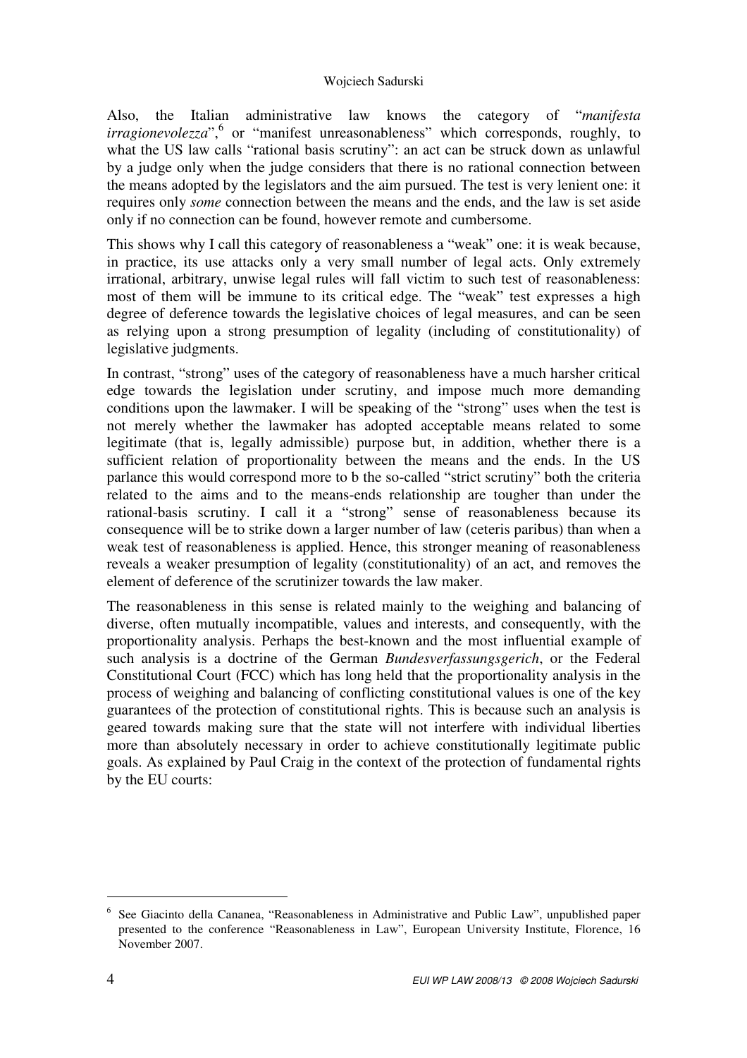Also, the Italian administrative law knows the category of "*manifesta irragionevolezza*",[6] or "manifest unreasonableness" which corresponds, roughly, to what the US law calls "rational basis scrutiny": an act can be struck down as unlawful by a judge only when the judge considers that there is no rational connection between the means adopted by the legislators and the aim pursued. The test is very lenient one: it requires only *some* connection between the means and the ends, and the law is set aside only if no connection can be found, however remote and cumbersome.

This shows why I call this category of reasonableness a "weak" one: it is weak because, in practice, its use attacks only a very small number of legal acts. Only extremely irrational, arbitrary, unwise legal rules will fall victim to such test of reasonableness: most of them will be immune to its critical edge. The "weak" test expresses a high degree of deference towards the legislative choices of legal measures, and can be seen as relying upon a strong presumption of legality (including of constitutionality) of legislative judgments.

In contrast, "strong" uses of the category of reasonableness have a much harsher critical edge towards the legislation under scrutiny, and impose much more demanding conditions upon the lawmaker. I will be speaking of the "strong" uses when the test is not merely whether the lawmaker has adopted acceptable means related to some legitimate (that is, legally admissible) purpose but, in addition, whether there is a sufficient relation of proportionality between the means and the ends. In the US parlance this would correspond more to b the so-called "strict scrutiny" both the criteria related to the aims and to the means-ends relationship are tougher than under the rational-basis scrutiny. I call it a "strong" sense of reasonableness because its consequence will be to strike down a larger number of law (ceteris paribus) than when a weak test of reasonableness is applied. Hence, this stronger meaning of reasonableness reveals a weaker presumption of legality (constitutionality) of an act, and removes the element of deference of the scrutinizer towards the law maker.

The reasonableness in this sense is related mainly to the weighing and balancing of diverse, often mutually incompatible, values and interests, and consequently, with the proportionality analysis. Perhaps the best-known and the most influential example of such analysis is a doctrine of the German *Bundesverfassungsgerich*, or the Federal Constitutional Court (FCC) which has long held that the proportionality analysis in the process of weighing and balancing of conflicting constitutional values is one of the key guarantees of the protection of constitutional rights. This is because such an analysis is geared towards making sure that the state will not interfere with individual liberties more than absolutely necessary in order to achieve constitutionally legitimate public goals. As explained by Paul Craig in the context of the protection of fundamental rights by the EU courts:

---

[6] See Giacinto della Cananea, "Reasonableness in Administrative and Public Law", unpublished paper presented to the conference "Reasonableness in Law", European University Institute, Florence, 16 November 2007.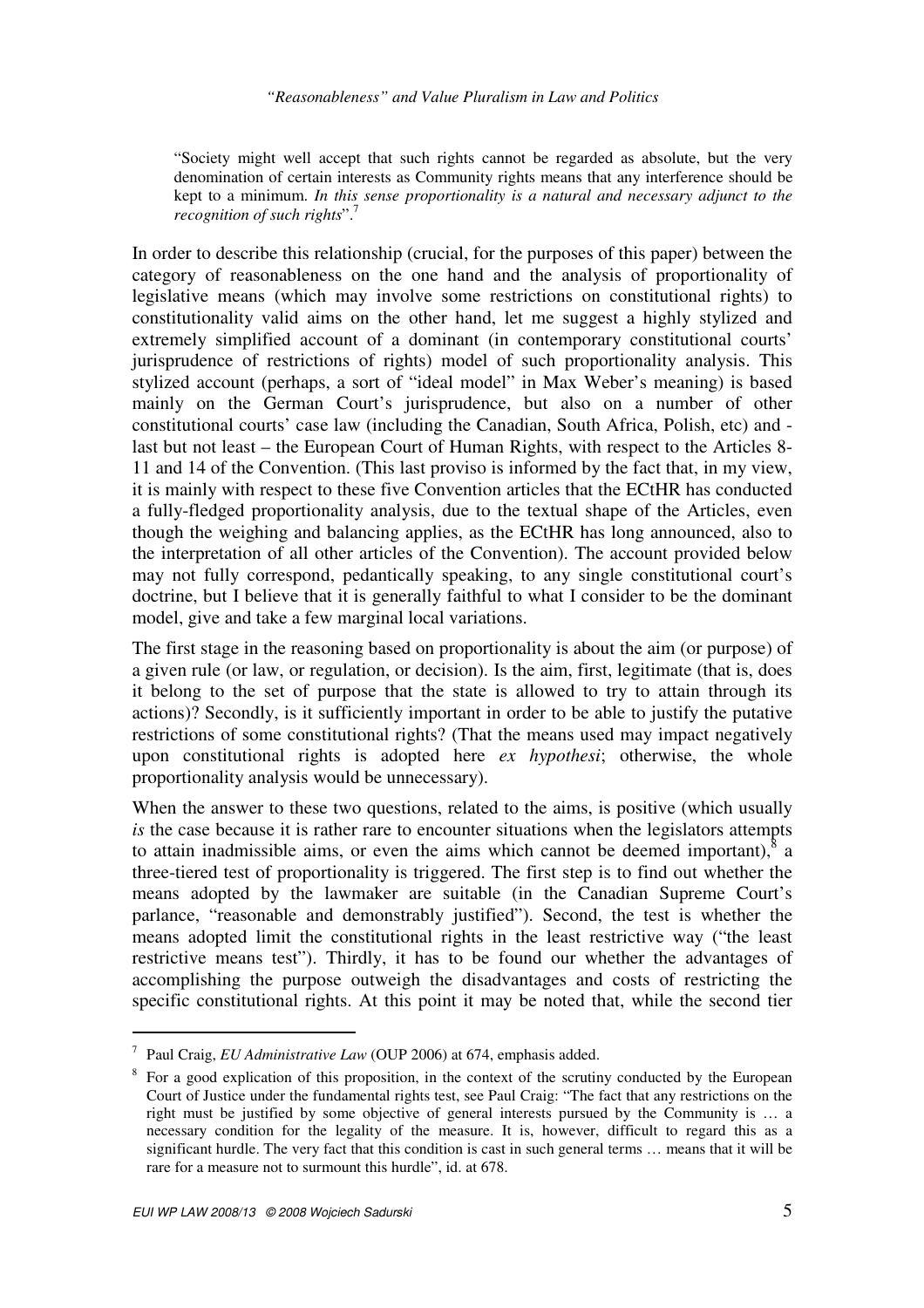"Society might well accept that such rights cannot be regarded as absolute, but the very denomination of certain interests as Community rights means that any interference should be kept to a minimum. *In this sense proportionality is a natural and necessary adjunct to the recognition of such rights*".[7]

In order to describe this relationship (crucial, for the purposes of this paper) between the category of reasonableness on the one hand and the analysis of proportionality of legislative means (which may involve some restrictions on constitutional rights) to constitutionality valid aims on the other hand, let me suggest a highly stylized and extremely simplified account of a dominant (in contemporary constitutional courts' jurisprudence of restrictions of rights) model of such proportionality analysis. This stylized account (perhaps, a sort of "ideal model" in Max Weber's meaning) is based mainly on the German Court's jurisprudence, but also on a number of other constitutional courts' case law (including the Canadian, South Africa, Polish, etc) and - last but not least – the European Court of Human Rights, with respect to the Articles 8-11 and 14 of the Convention. (This last proviso is informed by the fact that, in my view, it is mainly with respect to these five Convention articles that the ECtHR has conducted a fully-fledged proportionality analysis, due to the textual shape of the Articles, even though the weighing and balancing applies, as the ECtHR has long announced, also to the interpretation of all other articles of the Convention). The account provided below may not fully correspond, pedantically speaking, to any single constitutional court's doctrine, but I believe that it is generally faithful to what I consider to be the dominant model, give and take a few marginal local variations.

The first stage in the reasoning based on proportionality is about the aim (or purpose) of a given rule (or law, or regulation, or decision). Is the aim, first, legitimate (that is, does it belong to the set of purpose that the state is allowed to try to attain through its actions)? Secondly, is it sufficiently important in order to be able to justify the putative restrictions of some constitutional rights? (That the means used may impact negatively upon constitutional rights is adopted here *ex hypothesi*; otherwise, the whole proportionality analysis would be unnecessary).

When the answer to these two questions, related to the aims, is positive (which usually *is* the case because it is rather rare to encounter situations when the legislators attempts to attain inadmissible aims, or even the aims which cannot be deemed important),[8] a three-tiered test of proportionality is triggered. The first step is to find out whether the means adopted by the lawmaker are suitable (in the Canadian Supreme Court's parlance, "reasonable and demonstrably justified"). Second, the test is whether the means adopted limit the constitutional rights in the least restrictive way ("the least restrictive means test"). Thirdly, it has to be found our whether the advantages of accomplishing the purpose outweigh the disadvantages and costs of restricting the specific constitutional rights. At this point it may be noted that, while the second tier

---

[7] Paul Craig, *EU Administrative Law* (OUP 2006) at 674, emphasis added.

[8] For a good explication of this proposition, in the context of the scrutiny conducted by the European Court of Justice under the fundamental rights test, see Paul Craig: "The fact that any restrictions on the right must be justified by some objective of general interests pursued by the Community is … a necessary condition for the legality of the measure. It is, however, difficult to regard this as a significant hurdle. The very fact that this condition is cast in such general terms … means that it will be rare for a measure not to surmount this hurdle", id. at 678.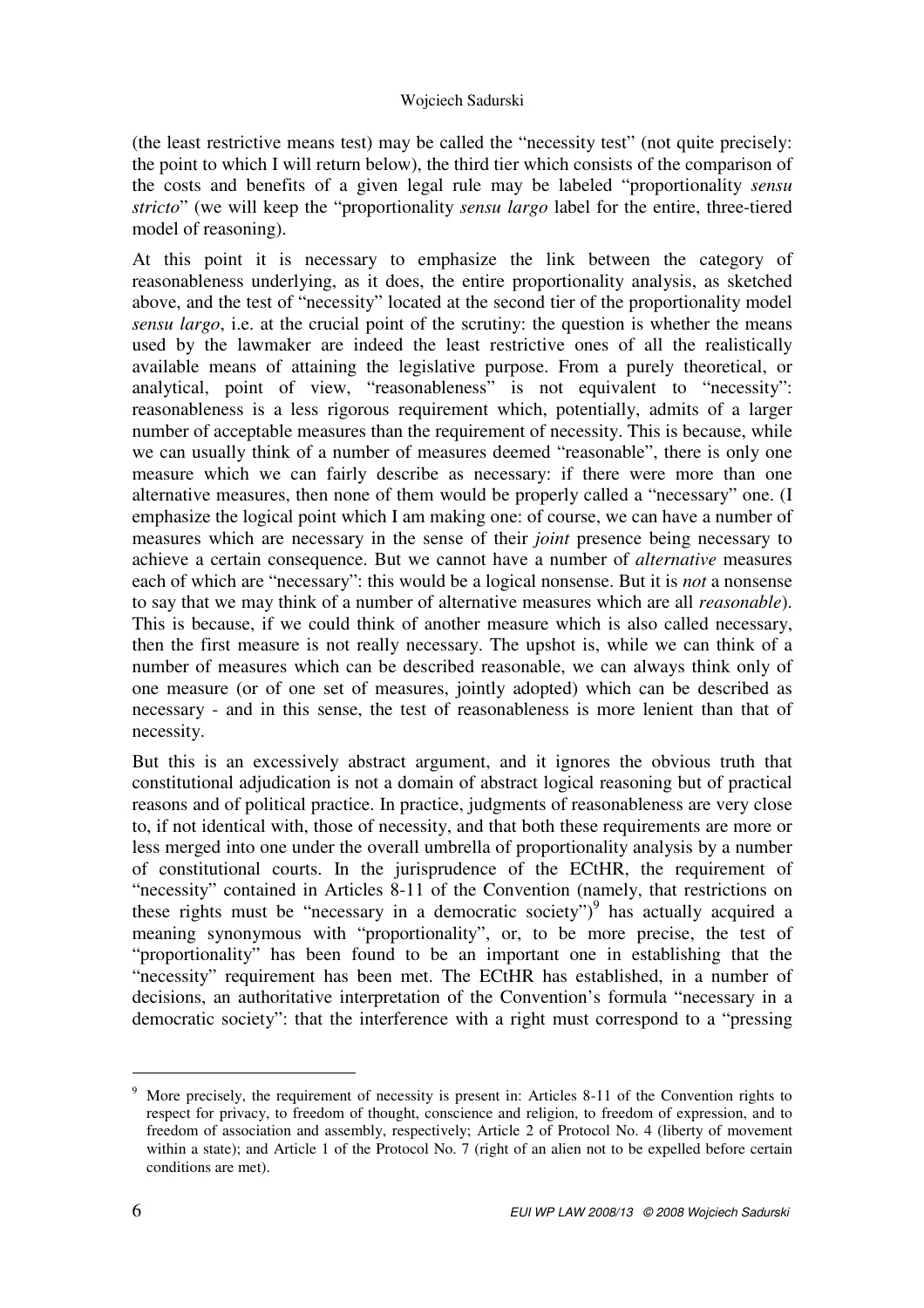(the least restrictive means test) may be called the "necessity test" (not quite precisely: the point to which I will return below), the third tier which consists of the comparison of the costs and benefits of a given legal rule may be labeled "proportionality *sensu stricto*" (we will keep the "proportionality *sensu largo* label for the entire, three-tiered model of reasoning).

At this point it is necessary to emphasize the link between the category of reasonableness underlying, as it does, the entire proportionality analysis, as sketched above, and the test of "necessity" located at the second tier of the proportionality model *sensu largo*, i.e. at the crucial point of the scrutiny: the question is whether the means used by the lawmaker are indeed the least restrictive ones of all the realistically available means of attaining the legislative purpose. From a purely theoretical, or analytical, point of view, "reasonableness" is not equivalent to "necessity": reasonableness is a less rigorous requirement which, potentially, admits of a larger number of acceptable measures than the requirement of necessity. This is because, while we can usually think of a number of measures deemed "reasonable", there is only one measure which we can fairly describe as necessary: if there were more than one alternative measures, then none of them would be properly called a "necessary" one. (I emphasize the logical point which I am making one: of course, we can have a number of measures which are necessary in the sense of their *joint* presence being necessary to achieve a certain consequence. But we cannot have a number of *alternative* measures each of which are "necessary": this would be a logical nonsense. But it is *not* a nonsense to say that we may think of a number of alternative measures which are all *reasonable*). This is because, if we could think of another measure which is also called necessary, then the first measure is not really necessary. The upshot is, while we can think of a number of measures which can be described reasonable, we can always think only of one measure (or of one set of measures, jointly adopted) which can be described as necessary - and in this sense, the test of reasonableness is more lenient than that of necessity.

But this is an excessively abstract argument, and it ignores the obvious truth that constitutional adjudication is not a domain of abstract logical reasoning but of practical reasons and of political practice. In practice, judgments of reasonableness are very close to, if not identical with, those of necessity, and that both these requirements are more or less merged into one under the overall umbrella of proportionality analysis by a number of constitutional courts. In the jurisprudence of the ECtHR, the requirement of "necessity" contained in Articles 8-11 of the Convention (namely, that restrictions on these rights must be "necessary in a democratic society")[9] has actually acquired a meaning synonymous with "proportionality", or, to be more precise, the test of "proportionality" has been found to be an important one in establishing that the "necessity" requirement has been met. The ECtHR has established, in a number of decisions, an authoritative interpretation of the Convention's formula "necessary in a democratic society": that the interference with a right must correspond to a "pressing

---

[9] More precisely, the requirement of necessity is present in: Articles 8-11 of the Convention rights to respect for privacy, to freedom of thought, conscience and religion, to freedom of expression, and to freedom of association and assembly, respectively; Article 2 of Protocol No. 4 (liberty of movement within a state); and Article 1 of the Protocol No. 7 (right of an alien not to be expelled before certain conditions are met).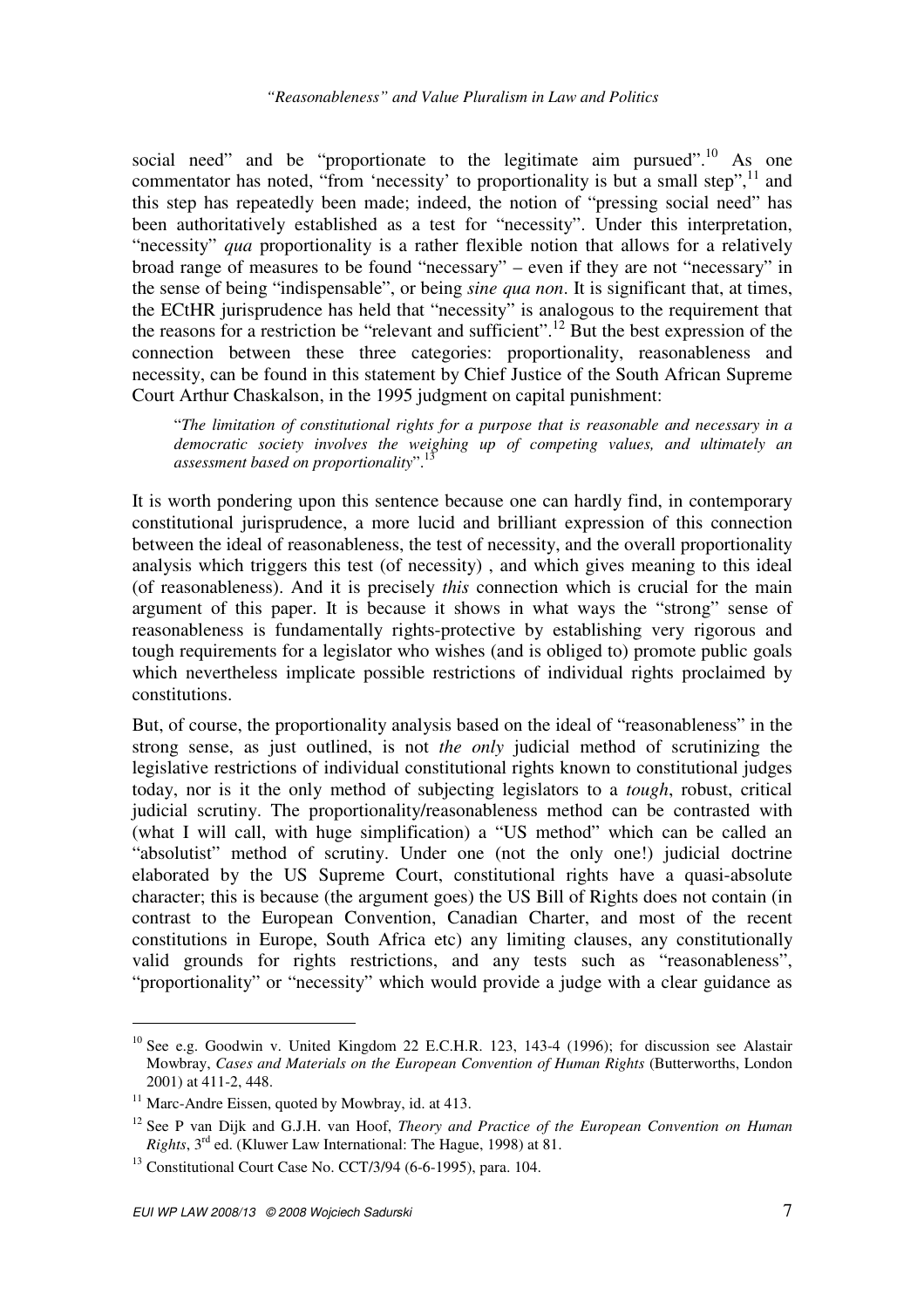social need" and be "proportionate to the legitimate aim pursued".[10] As one commentator has noted, "from 'necessity' to proportionality is but a small step",[11] and this step has repeatedly been made; indeed, the notion of "pressing social need" has been authoritatively established as a test for "necessity". Under this interpretation, "necessity" *qua* proportionality is a rather flexible notion that allows for a relatively broad range of measures to be found "necessary" – even if they are not "necessary" in the sense of being "indispensable", or being *sine qua non*. It is significant that, at times, the ECtHR jurisprudence has held that "necessity" is analogous to the requirement that the reasons for a restriction be "relevant and sufficient".[12] But the best expression of the connection between these three categories: proportionality, reasonableness and necessity, can be found in this statement by Chief Justice of the South African Supreme Court Arthur Chaskalson, in the 1995 judgment on capital punishment:

> "*The limitation of constitutional rights for a purpose that is reasonable and necessary in a democratic society involves the weighing up of competing values, and ultimately an assessment based on proportionality*".[13]

It is worth pondering upon this sentence because one can hardly find, in contemporary constitutional jurisprudence, a more lucid and brilliant expression of this connection between the ideal of reasonableness, the test of necessity, and the overall proportionality analysis which triggers this test (of necessity) , and which gives meaning to this ideal (of reasonableness). And it is precisely *this* connection which is crucial for the main argument of this paper. It is because it shows in what ways the "strong" sense of reasonableness is fundamentally rights-protective by establishing very rigorous and tough requirements for a legislator who wishes (and is obliged to) promote public goals which nevertheless implicate possible restrictions of individual rights proclaimed by constitutions.

But, of course, the proportionality analysis based on the ideal of "reasonableness" in the strong sense, as just outlined, is not *the only* judicial method of scrutinizing the legislative restrictions of individual constitutional rights known to constitutional judges today, nor is it the only method of subjecting legislators to a *tough*, robust, critical judicial scrutiny. The proportionality/reasonableness method can be contrasted with (what I will call, with huge simplification) a "US method" which can be called an "absolutist" method of scrutiny. Under one (not the only one!) judicial doctrine elaborated by the US Supreme Court, constitutional rights have a quasi-absolute character; this is because (the argument goes) the US Bill of Rights does not contain (in contrast to the European Convention, Canadian Charter, and most of the recent constitutions in Europe, South Africa etc) any limiting clauses, any constitutionally valid grounds for rights restrictions, and any tests such as "reasonableness", "proportionality" or "necessity" which would provide a judge with a clear guidance as

---

[10] See e.g. Goodwin v. United Kingdom 22 E.C.H.R. 123, 143-4 (1996); for discussion see Alastair Mowbray, *Cases and Materials on the European Convention of Human Rights* (Butterworths, London 2001) at 411-2, 448.

[11] Marc-Andre Eissen, quoted by Mowbray, id. at 413.

[12] See P van Dijk and G.J.H. van Hoof, *Theory and Practice of the European Convention on Human Rights*, 3rd ed. (Kluwer Law International: The Hague, 1998) at 81.

[13] Constitutional Court Case No. CCT/3/94 (6-6-1995), para. 104.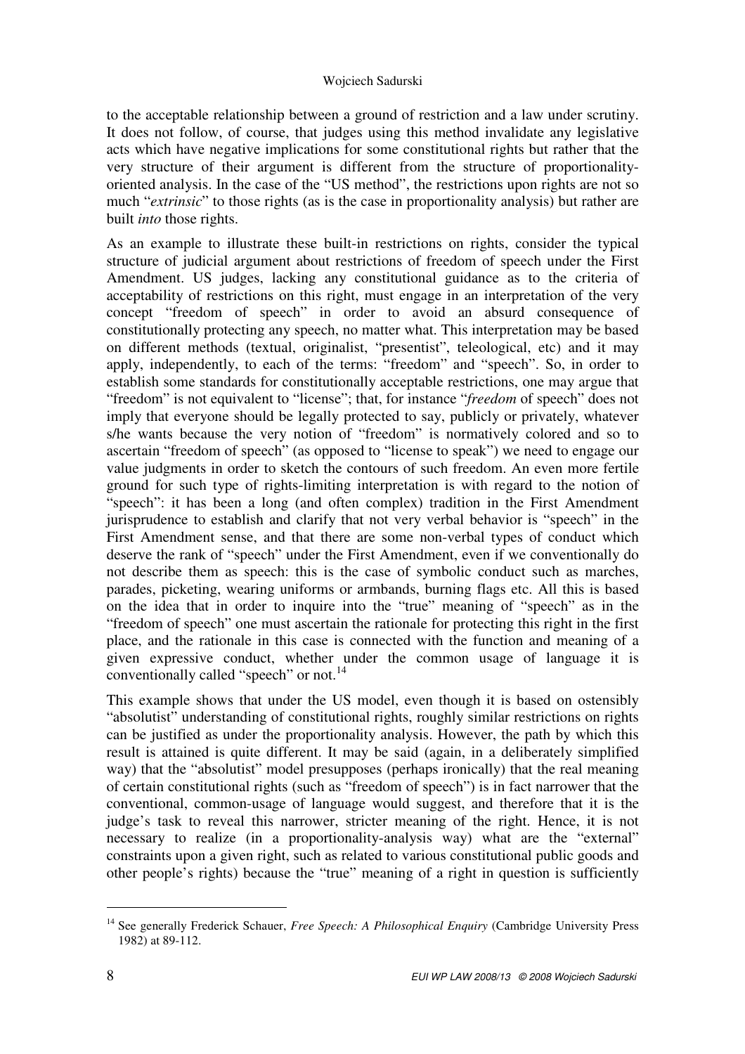to the acceptable relationship between a ground of restriction and a law under scrutiny. It does not follow, of course, that judges using this method invalidate any legislative acts which have negative implications for some constitutional rights but rather that the very structure of their argument is different from the structure of proportionality-oriented analysis. In the case of the "US method", the restrictions upon rights are not so much "*extrinsic*" to those rights (as is the case in proportionality analysis) but rather are built *into* those rights.

As an example to illustrate these built-in restrictions on rights, consider the typical structure of judicial argument about restrictions of freedom of speech under the First Amendment. US judges, lacking any constitutional guidance as to the criteria of acceptability of restrictions on this right, must engage in an interpretation of the very concept "freedom of speech" in order to avoid an absurd consequence of constitutionally protecting any speech, no matter what. This interpretation may be based on different methods (textual, originalist, "presentist", teleological, etc) and it may apply, independently, to each of the terms: "freedom" and "speech". So, in order to establish some standards for constitutionally acceptable restrictions, one may argue that "freedom" is not equivalent to "license"; that, for instance "*freedom* of speech" does not imply that everyone should be legally protected to say, publicly or privately, whatever s/he wants because the very notion of "freedom" is normatively colored and so to ascertain "freedom of speech" (as opposed to "license to speak") we need to engage our value judgments in order to sketch the contours of such freedom. An even more fertile ground for such type of rights-limiting interpretation is with regard to the notion of "speech": it has been a long (and often complex) tradition in the First Amendment jurisprudence to establish and clarify that not very verbal behavior is "speech" in the First Amendment sense, and that there are some non-verbal types of conduct which deserve the rank of "speech" under the First Amendment, even if we conventionally do not describe them as speech: this is the case of symbolic conduct such as marches, parades, picketing, wearing uniforms or armbands, burning flags etc. All this is based on the idea that in order to inquire into the "true" meaning of "speech" as in the "freedom of speech" one must ascertain the rationale for protecting this right in the first place, and the rationale in this case is connected with the function and meaning of a given expressive conduct, whether under the common usage of language it is conventionally called "speech" or not.[14]

This example shows that under the US model, even though it is based on ostensibly "absolutist" understanding of constitutional rights, roughly similar restrictions on rights can be justified as under the proportionality analysis. However, the path by which this result is attained is quite different. It may be said (again, in a deliberately simplified way) that the "absolutist" model presupposes (perhaps ironically) that the real meaning of certain constitutional rights (such as "freedom of speech") is in fact narrower that the conventional, common-usage of language would suggest, and therefore that it is the judge's task to reveal this narrower, stricter meaning of the right. Hence, it is not necessary to realize (in a proportionality-analysis way) what are the "external" constraints upon a given right, such as related to various constitutional public goods and other people's rights) because the "true" meaning of a right in question is sufficiently

---

[14] See generally Frederick Schauer, *Free Speech: A Philosophical Enquiry* (Cambridge University Press 1982) at 89-112.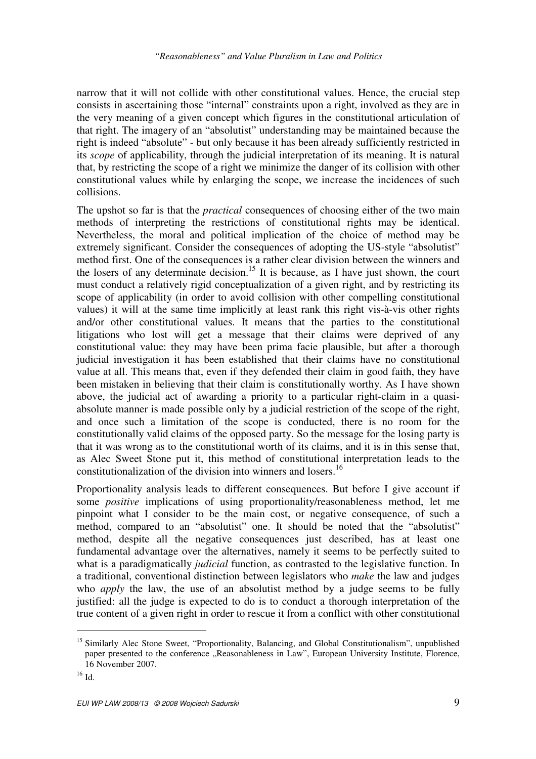narrow that it will not collide with other constitutional values. Hence, the crucial step consists in ascertaining those "internal" constraints upon a right, involved as they are in the very meaning of a given concept which figures in the constitutional articulation of that right. The imagery of an "absolutist" understanding may be maintained because the right is indeed "absolute" - but only because it has been already sufficiently restricted in its *scope* of applicability, through the judicial interpretation of its meaning. It is natural that, by restricting the scope of a right we minimize the danger of its collision with other constitutional values while by enlarging the scope, we increase the incidences of such collisions.

The upshot so far is that the *practical* consequences of choosing either of the two main methods of interpreting the restrictions of constitutional rights may be identical. Nevertheless, the moral and political implication of the choice of method may be extremely significant. Consider the consequences of adopting the US-style "absolutist" method first. One of the consequences is a rather clear division between the winners and the losers of any determinate decision.[15] It is because, as I have just shown, the court must conduct a relatively rigid conceptualization of a given right, and by restricting its scope of applicability (in order to avoid collision with other compelling constitutional values) it will at the same time implicitly at least rank this right vis-à-vis other rights and/or other constitutional values. It means that the parties to the constitutional litigations who lost will get a message that their claims were deprived of any constitutional value: they may have been prima facie plausible, but after a thorough judicial investigation it has been established that their claims have no constitutional value at all. This means that, even if they defended their claim in good faith, they have been mistaken in believing that their claim is constitutionally worthy. As I have shown above, the judicial act of awarding a priority to a particular right-claim in a quasi-absolute manner is made possible only by a judicial restriction of the scope of the right, and once such a limitation of the scope is conducted, there is no room for the constitutionally valid claims of the opposed party. So the message for the losing party is that it was wrong as to the constitutional worth of its claims, and it is in this sense that, as Alec Sweet Stone put it, this method of constitutional interpretation leads to the constitutionalization of the division into winners and losers.[16]

Proportionality analysis leads to different consequences. But before I give account if some *positive* implications of using proportionality/reasonableness method, let me pinpoint what I consider to be the main cost, or negative consequence, of such a method, compared to an "absolutist" one. It should be noted that the "absolutist" method, despite all the negative consequences just described, has at least one fundamental advantage over the alternatives, namely it seems to be perfectly suited to what is a paradigmatically *judicial* function, as contrasted to the legislative function. In a traditional, conventional distinction between legislators who *make* the law and judges who *apply* the law, the use of an absolutist method by a judge seems to be fully justified: all the judge is expected to do is to conduct a thorough interpretation of the true content of a given right in order to rescue it from a conflict with other constitutional

---

[15] Similarly Alec Stone Sweet, "Proportionality, Balancing, and Global Constitutionalism", unpublished paper presented to the conference „Reasonableness in Law", European University Institute, Florence, 16 November 2007.

[16] Id.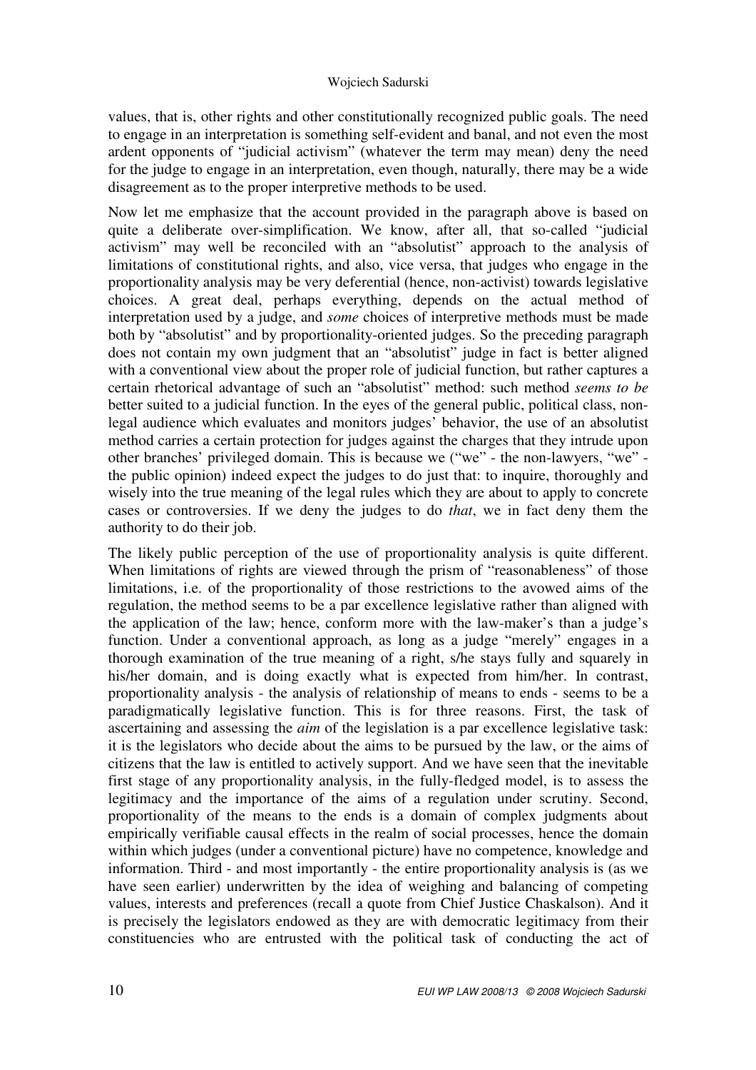values, that is, other rights and other constitutionally recognized public goals. The need to engage in an interpretation is something self-evident and banal, and not even the most ardent opponents of "judicial activism" (whatever the term may mean) deny the need for the judge to engage in an interpretation, even though, naturally, there may be a wide disagreement as to the proper interpretive methods to be used.

Now let me emphasize that the account provided in the paragraph above is based on quite a deliberate over-simplification. We know, after all, that so-called "judicial activism" may well be reconciled with an "absolutist" approach to the analysis of limitations of constitutional rights, and also, vice versa, that judges who engage in the proportionality analysis may be very deferential (hence, non-activist) towards legislative choices. A great deal, perhaps everything, depends on the actual method of interpretation used by a judge, and *some* choices of interpretive methods must be made both by "absolutist" and by proportionality-oriented judges. So the preceding paragraph does not contain my own judgment that an "absolutist" judge in fact is better aligned with a conventional view about the proper role of judicial function, but rather captures a certain rhetorical advantage of such an "absolutist" method: such method *seems to be* better suited to a judicial function. In the eyes of the general public, political class, non-legal audience which evaluates and monitors judges' behavior, the use of an absolutist method carries a certain protection for judges against the charges that they intrude upon other branches' privileged domain. This is because we ("we" - the non-lawyers, "we" - the public opinion) indeed expect the judges to do just that: to inquire, thoroughly and wisely into the true meaning of the legal rules which they are about to apply to concrete cases or controversies. If we deny the judges to do *that*, we in fact deny them the authority to do their job.

The likely public perception of the use of proportionality analysis is quite different. When limitations of rights are viewed through the prism of "reasonableness" of those limitations, i.e. of the proportionality of those restrictions to the avowed aims of the regulation, the method seems to be a par excellence legislative rather than aligned with the application of the law; hence, conform more with the law-maker's than a judge's function. Under a conventional approach, as long as a judge "merely" engages in a thorough examination of the true meaning of a right, s/he stays fully and squarely in his/her domain, and is doing exactly what is expected from him/her. In contrast, proportionality analysis - the analysis of relationship of means to ends - seems to be a paradigmatically legislative function. This is for three reasons. First, the task of ascertaining and assessing the *aim* of the legislation is a par excellence legislative task: it is the legislators who decide about the aims to be pursued by the law, or the aims of citizens that the law is entitled to actively support. And we have seen that the inevitable first stage of any proportionality analysis, in the fully-fledged model, is to assess the legitimacy and the importance of the aims of a regulation under scrutiny. Second, proportionality of the means to the ends is a domain of complex judgments about empirically verifiable causal effects in the realm of social processes, hence the domain within which judges (under a conventional picture) have no competence, knowledge and information. Third - and most importantly - the entire proportionality analysis is (as we have seen earlier) underwritten by the idea of weighing and balancing of competing values, interests and preferences (recall a quote from Chief Justice Chaskalson). And it is precisely the legislators endowed as they are with democratic legitimacy from their constituencies who are entrusted with the political task of conducting the act of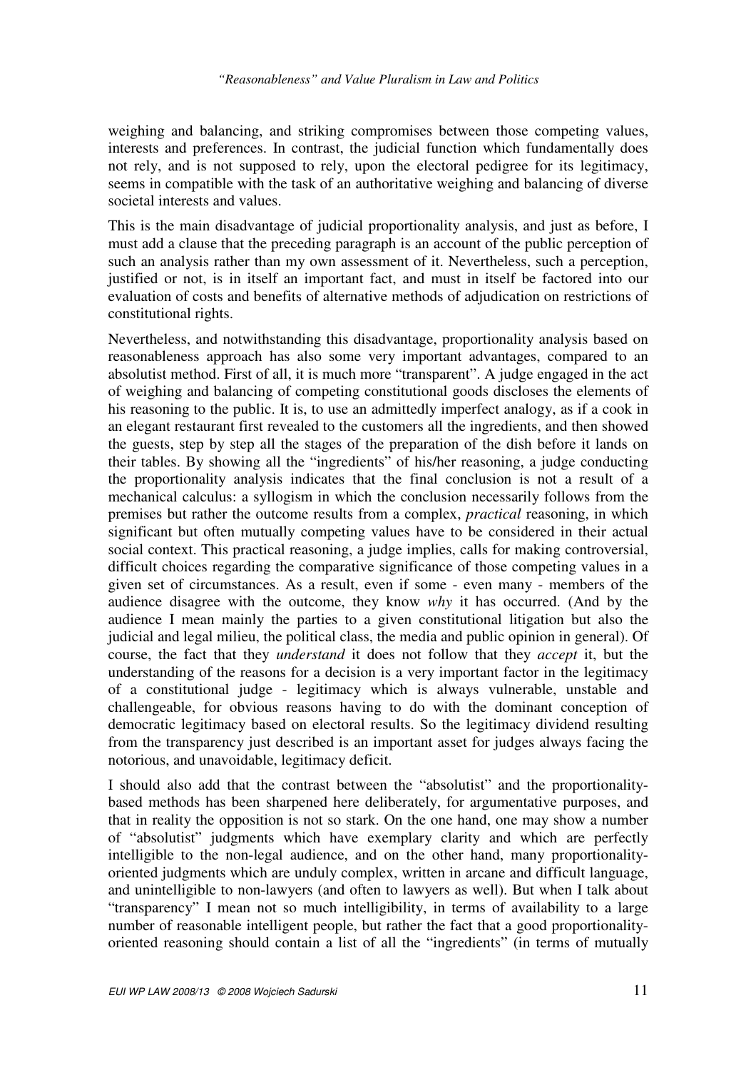weighing and balancing, and striking compromises between those competing values, interests and preferences. In contrast, the judicial function which fundamentally does not rely, and is not supposed to rely, upon the electoral pedigree for its legitimacy, seems in compatible with the task of an authoritative weighing and balancing of diverse societal interests and values.

This is the main disadvantage of judicial proportionality analysis, and just as before, I must add a clause that the preceding paragraph is an account of the public perception of such an analysis rather than my own assessment of it. Nevertheless, such a perception, justified or not, is in itself an important fact, and must in itself be factored into our evaluation of costs and benefits of alternative methods of adjudication on restrictions of constitutional rights.

Nevertheless, and notwithstanding this disadvantage, proportionality analysis based on reasonableness approach has also some very important advantages, compared to an absolutist method. First of all, it is much more "transparent". A judge engaged in the act of weighing and balancing of competing constitutional goods discloses the elements of his reasoning to the public. It is, to use an admittedly imperfect analogy, as if a cook in an elegant restaurant first revealed to the customers all the ingredients, and then showed the guests, step by step all the stages of the preparation of the dish before it lands on their tables. By showing all the "ingredients" of his/her reasoning, a judge conducting the proportionality analysis indicates that the final conclusion is not a result of a mechanical calculus: a syllogism in which the conclusion necessarily follows from the premises but rather the outcome results from a complex, *practical* reasoning, in which significant but often mutually competing values have to be considered in their actual social context. This practical reasoning, a judge implies, calls for making controversial, difficult choices regarding the comparative significance of those competing values in a given set of circumstances. As a result, even if some - even many - members of the audience disagree with the outcome, they know *why* it has occurred. (And by the audience I mean mainly the parties to a given constitutional litigation but also the judicial and legal milieu, the political class, the media and public opinion in general). Of course, the fact that they *understand* it does not follow that they *accept* it, but the understanding of the reasons for a decision is a very important factor in the legitimacy of a constitutional judge - legitimacy which is always vulnerable, unstable and challengeable, for obvious reasons having to do with the dominant conception of democratic legitimacy based on electoral results. So the legitimacy dividend resulting from the transparency just described is an important asset for judges always facing the notorious, and unavoidable, legitimacy deficit.

I should also add that the contrast between the "absolutist" and the proportionality-based methods has been sharpened here deliberately, for argumentative purposes, and that in reality the opposition is not so stark. On the one hand, one may show a number of "absolutist" judgments which have exemplary clarity and which are perfectly intelligible to the non-legal audience, and on the other hand, many proportionality-oriented judgments which are unduly complex, written in arcane and difficult language, and unintelligible to non-lawyers (and often to lawyers as well). But when I talk about "transparency" I mean not so much intelligibility, in terms of availability to a large number of reasonable intelligent people, but rather the fact that a good proportionality-oriented reasoning should contain a list of all the "ingredients" (in terms of mutually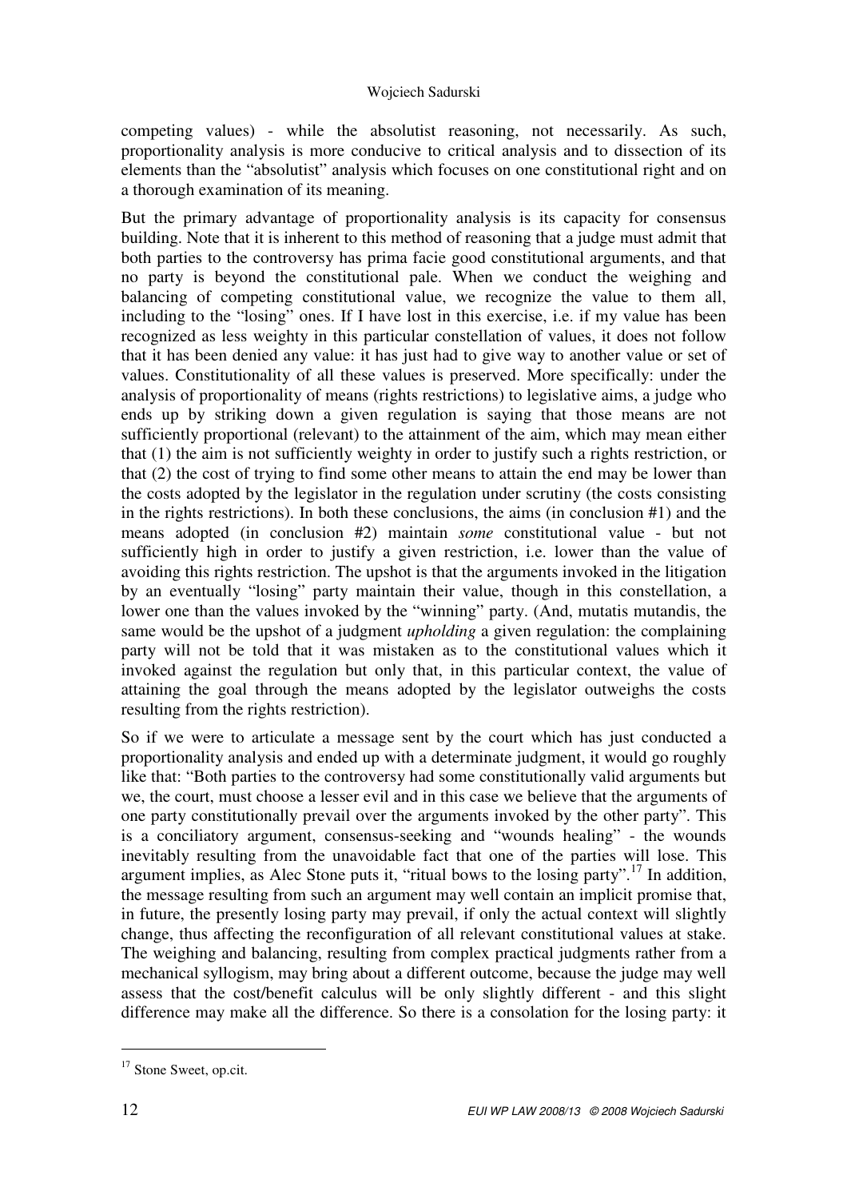competing values) - while the absolutist reasoning, not necessarily. As such, proportionality analysis is more conducive to critical analysis and to dissection of its elements than the "absolutist" analysis which focuses on one constitutional right and on a thorough examination of its meaning.

But the primary advantage of proportionality analysis is its capacity for consensus building. Note that it is inherent to this method of reasoning that a judge must admit that both parties to the controversy has prima facie good constitutional arguments, and that no party is beyond the constitutional pale. When we conduct the weighing and balancing of competing constitutional value, we recognize the value to them all, including to the "losing" ones. If I have lost in this exercise, i.e. if my value has been recognized as less weighty in this particular constellation of values, it does not follow that it has been denied any value: it has just had to give way to another value or set of values. Constitutionality of all these values is preserved. More specifically: under the analysis of proportionality of means (rights restrictions) to legislative aims, a judge who ends up by striking down a given regulation is saying that those means are not sufficiently proportional (relevant) to the attainment of the aim, which may mean either that (1) the aim is not sufficiently weighty in order to justify such a rights restriction, or that (2) the cost of trying to find some other means to attain the end may be lower than the costs adopted by the legislator in the regulation under scrutiny (the costs consisting in the rights restrictions). In both these conclusions, the aims (in conclusion #1) and the means adopted (in conclusion #2) maintain *some* constitutional value - but not sufficiently high in order to justify a given restriction, i.e. lower than the value of avoiding this rights restriction. The upshot is that the arguments invoked in the litigation by an eventually "losing" party maintain their value, though in this constellation, a lower one than the values invoked by the "winning" party. (And, mutatis mutandis, the same would be the upshot of a judgment *upholding* a given regulation: the complaining party will not be told that it was mistaken as to the constitutional values which it invoked against the regulation but only that, in this particular context, the value of attaining the goal through the means adopted by the legislator outweighs the costs resulting from the rights restriction).

So if we were to articulate a message sent by the court which has just conducted a proportionality analysis and ended up with a determinate judgment, it would go roughly like that: "Both parties to the controversy had some constitutionally valid arguments but we, the court, must choose a lesser evil and in this case we believe that the arguments of one party constitutionally prevail over the arguments invoked by the other party". This is a conciliatory argument, consensus-seeking and "wounds healing" - the wounds inevitably resulting from the unavoidable fact that one of the parties will lose. This argument implies, as Alec Stone puts it, "ritual bows to the losing party".[17] In addition, the message resulting from such an argument may well contain an implicit promise that, in future, the presently losing party may prevail, if only the actual context will slightly change, thus affecting the reconfiguration of all relevant constitutional values at stake. The weighing and balancing, resulting from complex practical judgments rather from a mechanical syllogism, may bring about a different outcome, because the judge may well assess that the cost/benefit calculus will be only slightly different - and this slight difference may make all the difference. So there is a consolation for the losing party: it

---

[17] Stone Sweet, op.cit.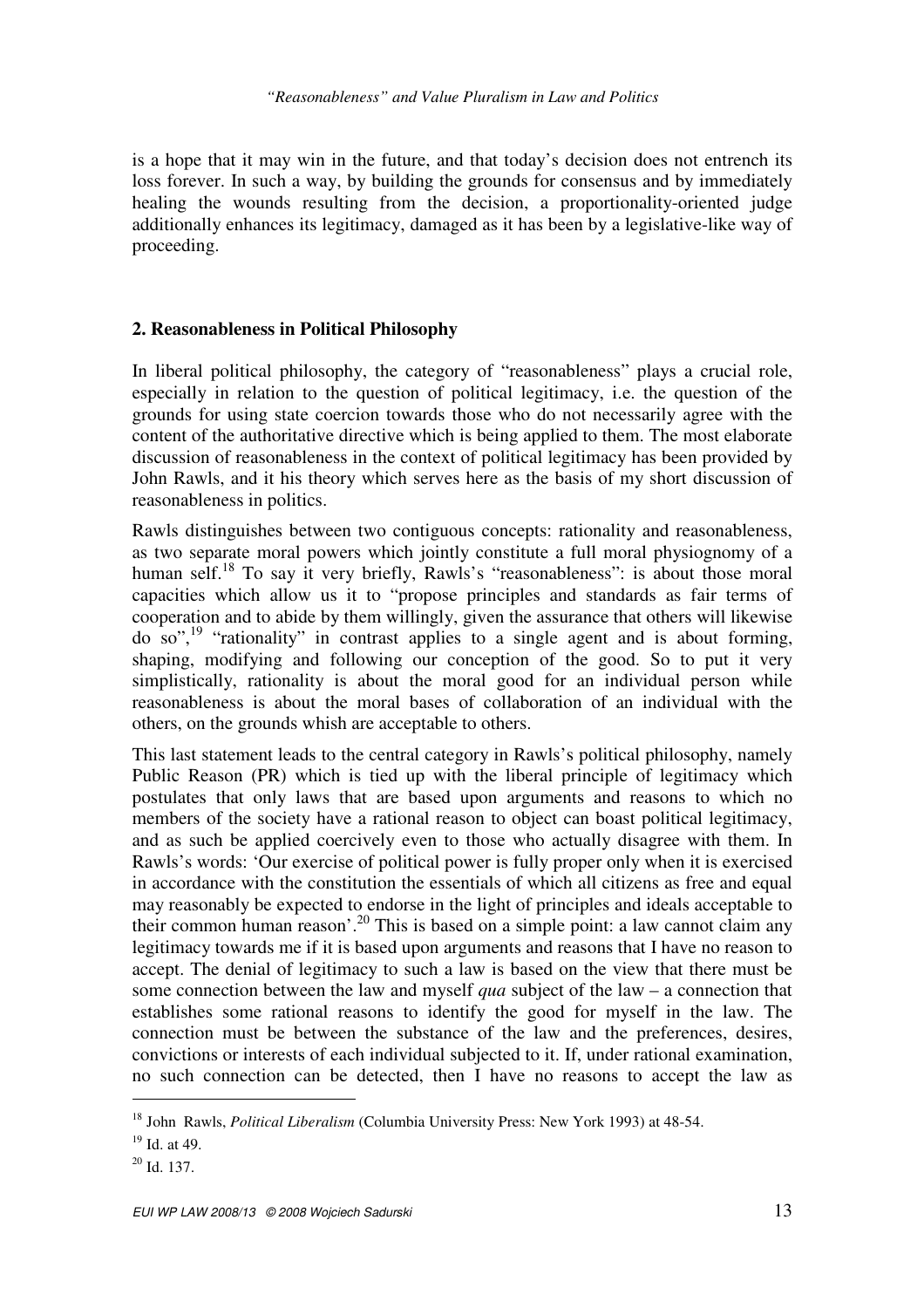is a hope that it may win in the future, and that today's decision does not entrench its loss forever. In such a way, by building the grounds for consensus and by immediately healing the wounds resulting from the decision, a proportionality-oriented judge additionally enhances its legitimacy, damaged as it has been by a legislative-like way of proceeding.

## 2. Reasonableness in Political Philosophy

In liberal political philosophy, the category of "reasonableness" plays a crucial role, especially in relation to the question of political legitimacy, i.e. the question of the grounds for using state coercion towards those who do not necessarily agree with the content of the authoritative directive which is being applied to them. The most elaborate discussion of reasonableness in the context of political legitimacy has been provided by John Rawls, and it his theory which serves here as the basis of my short discussion of reasonableness in politics.

Rawls distinguishes between two contiguous concepts: rationality and reasonableness, as two separate moral powers which jointly constitute a full moral physiognomy of a human self.[18] To say it very briefly, Rawls's "reasonableness": is about those moral capacities which allow us it to "propose principles and standards as fair terms of cooperation and to abide by them willingly, given the assurance that others will likewise do so",[19] "rationality" in contrast applies to a single agent and is about forming, shaping, modifying and following our conception of the good. So to put it very simplistically, rationality is about the moral good for an individual person while reasonableness is about the moral bases of collaboration of an individual with the others, on the grounds whish are acceptable to others.

This last statement leads to the central category in Rawls's political philosophy, namely Public Reason (PR) which is tied up with the liberal principle of legitimacy which postulates that only laws that are based upon arguments and reasons to which no members of the society have a rational reason to object can boast political legitimacy, and as such be applied coercively even to those who actually disagree with them. In Rawls's words: 'Our exercise of political power is fully proper only when it is exercised in accordance with the constitution the essentials of which all citizens as free and equal may reasonably be expected to endorse in the light of principles and ideals acceptable to their common human reason'.[20] This is based on a simple point: a law cannot claim any legitimacy towards me if it is based upon arguments and reasons that I have no reason to accept. The denial of legitimacy to such a law is based on the view that there must be some connection between the law and myself *qua* subject of the law – a connection that establishes some rational reasons to identify the good for myself in the law. The connection must be between the substance of the law and the preferences, desires, convictions or interests of each individual subjected to it. If, under rational examination, no such connection can be detected, then I have no reasons to accept the law as

---

[18] John Rawls, *Political Liberalism* (Columbia University Press: New York 1993) at 48-54.

[19] Id. at 49.

[20] Id. 137.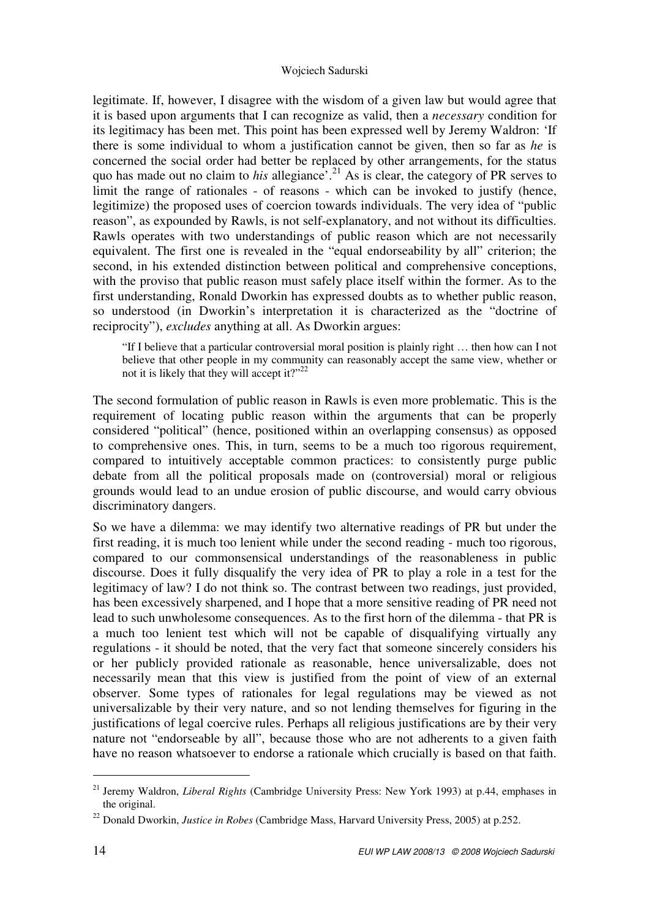legitimate. If, however, I disagree with the wisdom of a given law but would agree that it is based upon arguments that I can recognize as valid, then a *necessary* condition for its legitimacy has been met. This point has been expressed well by Jeremy Waldron: 'If there is some individual to whom a justification cannot be given, then so far as *he* is concerned the social order had better be replaced by other arrangements, for the status quo has made out no claim to *his* allegiance'.[21] As is clear, the category of PR serves to limit the range of rationales - of reasons - which can be invoked to justify (hence, legitimize) the proposed uses of coercion towards individuals. The very idea of "public reason", as expounded by Rawls, is not self-explanatory, and not without its difficulties. Rawls operates with two understandings of public reason which are not necessarily equivalent. The first one is revealed in the "equal endorseability by all" criterion; the second, in his extended distinction between political and comprehensive conceptions, with the proviso that public reason must safely place itself within the former. As to the first understanding, Ronald Dworkin has expressed doubts as to whether public reason, so understood (in Dworkin's interpretation it is characterized as the "doctrine of reciprocity"), *excludes* anything at all. As Dworkin argues:

> "If I believe that a particular controversial moral position is plainly right … then how can I not believe that other people in my community can reasonably accept the same view, whether or not it is likely that they will accept it?"[22]

The second formulation of public reason in Rawls is even more problematic. This is the requirement of locating public reason within the arguments that can be properly considered "political" (hence, positioned within an overlapping consensus) as opposed to comprehensive ones. This, in turn, seems to be a much too rigorous requirement, compared to intuitively acceptable common practices: to consistently purge public debate from all the political proposals made on (controversial) moral or religious grounds would lead to an undue erosion of public discourse, and would carry obvious discriminatory dangers.

So we have a dilemma: we may identify two alternative readings of PR but under the first reading, it is much too lenient while under the second reading - much too rigorous, compared to our commonsensical understandings of the reasonableness in public discourse. Does it fully disqualify the very idea of PR to play a role in a test for the legitimacy of law? I do not think so. The contrast between two readings, just provided, has been excessively sharpened, and I hope that a more sensitive reading of PR need not lead to such unwholesome consequences. As to the first horn of the dilemma - that PR is a much too lenient test which will not be capable of disqualifying virtually any regulations - it should be noted, that the very fact that someone sincerely considers his or her publicly provided rationale as reasonable, hence universalizable, does not necessarily mean that this view is justified from the point of view of an external observer. Some types of rationales for legal regulations may be viewed as not universalizable by their very nature, and so not lending themselves for figuring in the justifications of legal coercive rules. Perhaps all religious justifications are by their very nature not "endorseable by all", because those who are not adherents to a given faith have no reason whatsoever to endorse a rationale which crucially is based on that faith.

---

[21] Jeremy Waldron, *Liberal Rights* (Cambridge University Press: New York 1993) at p.44, emphases in the original.

[22] Donald Dworkin, *Justice in Robes* (Cambridge Mass, Harvard University Press, 2005) at p.252.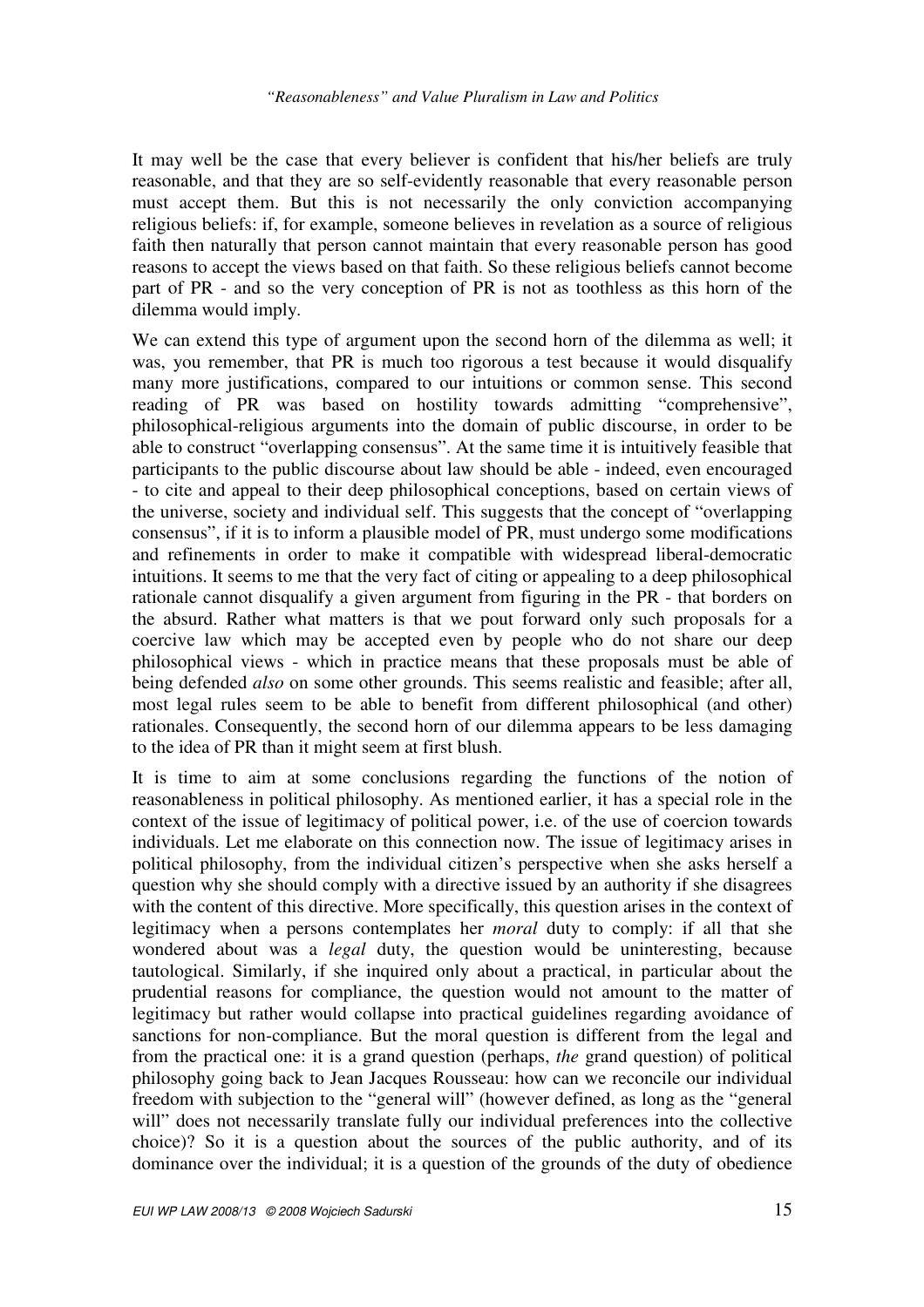It may well be the case that every believer is confident that his/her beliefs are truly reasonable, and that they are so self-evidently reasonable that every reasonable person must accept them. But this is not necessarily the only conviction accompanying religious beliefs: if, for example, someone believes in revelation as a source of religious faith then naturally that person cannot maintain that every reasonable person has good reasons to accept the views based on that faith. So these religious beliefs cannot become part of PR - and so the very conception of PR is not as toothless as this horn of the dilemma would imply.

We can extend this type of argument upon the second horn of the dilemma as well; it was, you remember, that PR is much too rigorous a test because it would disqualify many more justifications, compared to our intuitions or common sense. This second reading of PR was based on hostility towards admitting "comprehensive", philosophical-religious arguments into the domain of public discourse, in order to be able to construct "overlapping consensus". At the same time it is intuitively feasible that participants to the public discourse about law should be able - indeed, even encouraged - to cite and appeal to their deep philosophical conceptions, based on certain views of the universe, society and individual self. This suggests that the concept of "overlapping consensus", if it is to inform a plausible model of PR, must undergo some modifications and refinements in order to make it compatible with widespread liberal-democratic intuitions. It seems to me that the very fact of citing or appealing to a deep philosophical rationale cannot disqualify a given argument from figuring in the PR - that borders on the absurd. Rather what matters is that we pout forward only such proposals for a coercive law which may be accepted even by people who do not share our deep philosophical views - which in practice means that these proposals must be able of being defended *also* on some other grounds. This seems realistic and feasible; after all, most legal rules seem to be able to benefit from different philosophical (and other) rationales. Consequently, the second horn of our dilemma appears to be less damaging to the idea of PR than it might seem at first blush.

It is time to aim at some conclusions regarding the functions of the notion of reasonableness in political philosophy. As mentioned earlier, it has a special role in the context of the issue of legitimacy of political power, i.e. of the use of coercion towards individuals. Let me elaborate on this connection now. The issue of legitimacy arises in political philosophy, from the individual citizen's perspective when she asks herself a question why she should comply with a directive issued by an authority if she disagrees with the content of this directive. More specifically, this question arises in the context of legitimacy when a persons contemplates her *moral* duty to comply: if all that she wondered about was a *legal* duty, the question would be uninteresting, because tautological. Similarly, if she inquired only about a practical, in particular about the prudential reasons for compliance, the question would not amount to the matter of legitimacy but rather would collapse into practical guidelines regarding avoidance of sanctions for non-compliance. But the moral question is different from the legal and from the practical one: it is a grand question (perhaps, *the* grand question) of political philosophy going back to Jean Jacques Rousseau: how can we reconcile our individual freedom with subjection to the "general will" (however defined, as long as the "general will" does not necessarily translate fully our individual preferences into the collective choice)? So it is a question about the sources of the public authority, and of its dominance over the individual; it is a question of the grounds of the duty of obedience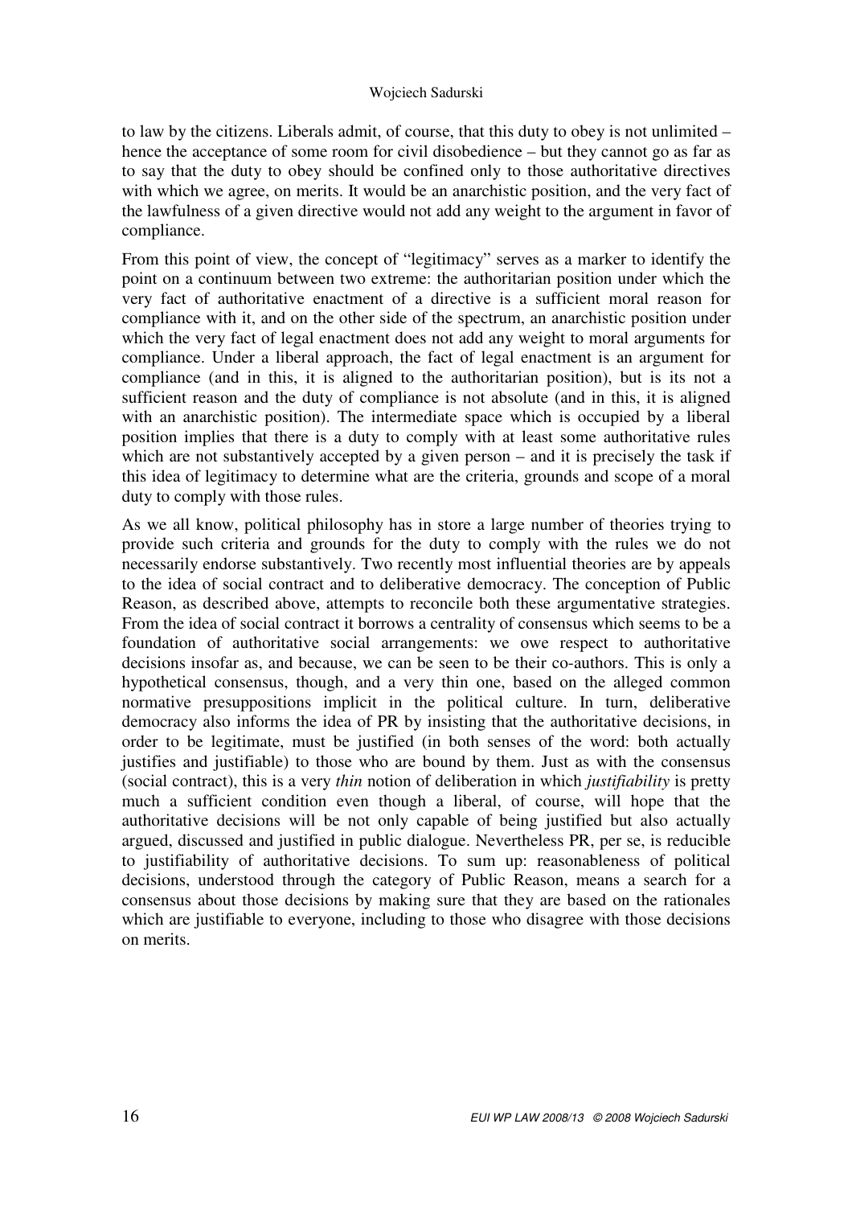to law by the citizens. Liberals admit, of course, that this duty to obey is not unlimited – hence the acceptance of some room for civil disobedience – but they cannot go as far as to say that the duty to obey should be confined only to those authoritative directives with which we agree, on merits. It would be an anarchistic position, and the very fact of the lawfulness of a given directive would not add any weight to the argument in favor of compliance.

From this point of view, the concept of "legitimacy" serves as a marker to identify the point on a continuum between two extreme: the authoritarian position under which the very fact of authoritative enactment of a directive is a sufficient moral reason for compliance with it, and on the other side of the spectrum, an anarchistic position under which the very fact of legal enactment does not add any weight to moral arguments for compliance. Under a liberal approach, the fact of legal enactment is an argument for compliance (and in this, it is aligned to the authoritarian position), but is its not a sufficient reason and the duty of compliance is not absolute (and in this, it is aligned with an anarchistic position). The intermediate space which is occupied by a liberal position implies that there is a duty to comply with at least some authoritative rules which are not substantively accepted by a given person – and it is precisely the task if this idea of legitimacy to determine what are the criteria, grounds and scope of a moral duty to comply with those rules.

As we all know, political philosophy has in store a large number of theories trying to provide such criteria and grounds for the duty to comply with the rules we do not necessarily endorse substantively. Two recently most influential theories are by appeals to the idea of social contract and to deliberative democracy. The conception of Public Reason, as described above, attempts to reconcile both these argumentative strategies. From the idea of social contract it borrows a centrality of consensus which seems to be a foundation of authoritative social arrangements: we owe respect to authoritative decisions insofar as, and because, we can be seen to be their co-authors. This is only a hypothetical consensus, though, and a very thin one, based on the alleged common normative presuppositions implicit in the political culture. In turn, deliberative democracy also informs the idea of PR by insisting that the authoritative decisions, in order to be legitimate, must be justified (in both senses of the word: both actually justifies and justifiable) to those who are bound by them. Just as with the consensus (social contract), this is a very *thin* notion of deliberation in which *justifiability* is pretty much a sufficient condition even though a liberal, of course, will hope that the authoritative decisions will be not only capable of being justified but also actually argued, discussed and justified in public dialogue. Nevertheless PR, per se, is reducible to justifiability of authoritative decisions. To sum up: reasonableness of political decisions, understood through the category of Public Reason, means a search for a consensus about those decisions by making sure that they are based on the rationales which are justifiable to everyone, including to those who disagree with those decisions on merits.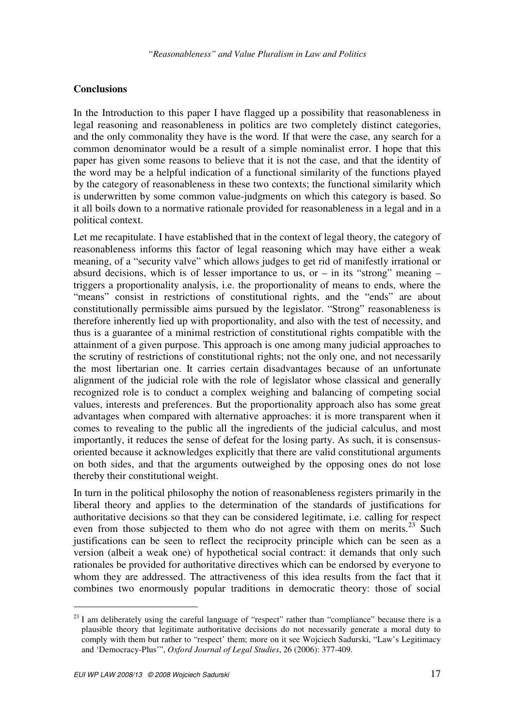## Conclusions

In the Introduction to this paper I have flagged up a possibility that reasonableness in legal reasoning and reasonableness in politics are two completely distinct categories, and the only commonality they have is the word. If that were the case, any search for a common denominator would be a result of a simple nominalist error. I hope that this paper has given some reasons to believe that it is not the case, and that the identity of the word may be a helpful indication of a functional similarity of the functions played by the category of reasonableness in these two contexts; the functional similarity which is underwritten by some common value-judgments on which this category is based. So it all boils down to a normative rationale provided for reasonableness in a legal and in a political context.

Let me recapitulate. I have established that in the context of legal theory, the category of reasonableness informs this factor of legal reasoning which may have either a weak meaning, of a "security valve" which allows judges to get rid of manifestly irrational or absurd decisions, which is of lesser importance to us, or – in its "strong" meaning – triggers a proportionality analysis, i.e. the proportionality of means to ends, where the "means" consist in restrictions of constitutional rights, and the "ends" are about constitutionally permissible aims pursued by the legislator. "Strong" reasonableness is therefore inherently lied up with proportionality, and also with the test of necessity, and thus is a guarantee of a minimal restriction of constitutional rights compatible with the attainment of a given purpose. This approach is one among many judicial approaches to the scrutiny of restrictions of constitutional rights; not the only one, and not necessarily the most libertarian one. It carries certain disadvantages because of an unfortunate alignment of the judicial role with the role of legislator whose classical and generally recognized role is to conduct a complex weighing and balancing of competing social values, interests and preferences. But the proportionality approach also has some great advantages when compared with alternative approaches: it is more transparent when it comes to revealing to the public all the ingredients of the judicial calculus, and most importantly, it reduces the sense of defeat for the losing party. As such, it is consensus-oriented because it acknowledges explicitly that there are valid constitutional arguments on both sides, and that the arguments outweighed by the opposing ones do not lose thereby their constitutional weight.

In turn in the political philosophy the notion of reasonableness registers primarily in the liberal theory and applies to the determination of the standards of justifications for authoritative decisions so that they can be considered legitimate, i.e. calling for respect even from those subjected to them who do not agree with them on merits.[23] Such justifications can be seen to reflect the reciprocity principle which can be seen as a version (albeit a weak one) of hypothetical social contract: it demands that only such rationales be provided for authoritative directives which can be endorsed by everyone to whom they are addressed. The attractiveness of this idea results from the fact that it combines two enormously popular traditions in democratic theory: those of social

[23] I am deliberately using the careful language of "respect" rather than "compliance" because there is a plausible theory that legitimate authoritative decisions do not necessarily generate a moral duty to comply with them but rather to "respect' them; more on it see Wojciech Sadurski, "Law's Legitimacy and 'Democracy-Plus'", *Oxford Journal of Legal Studies*, 26 (2006): 377-409.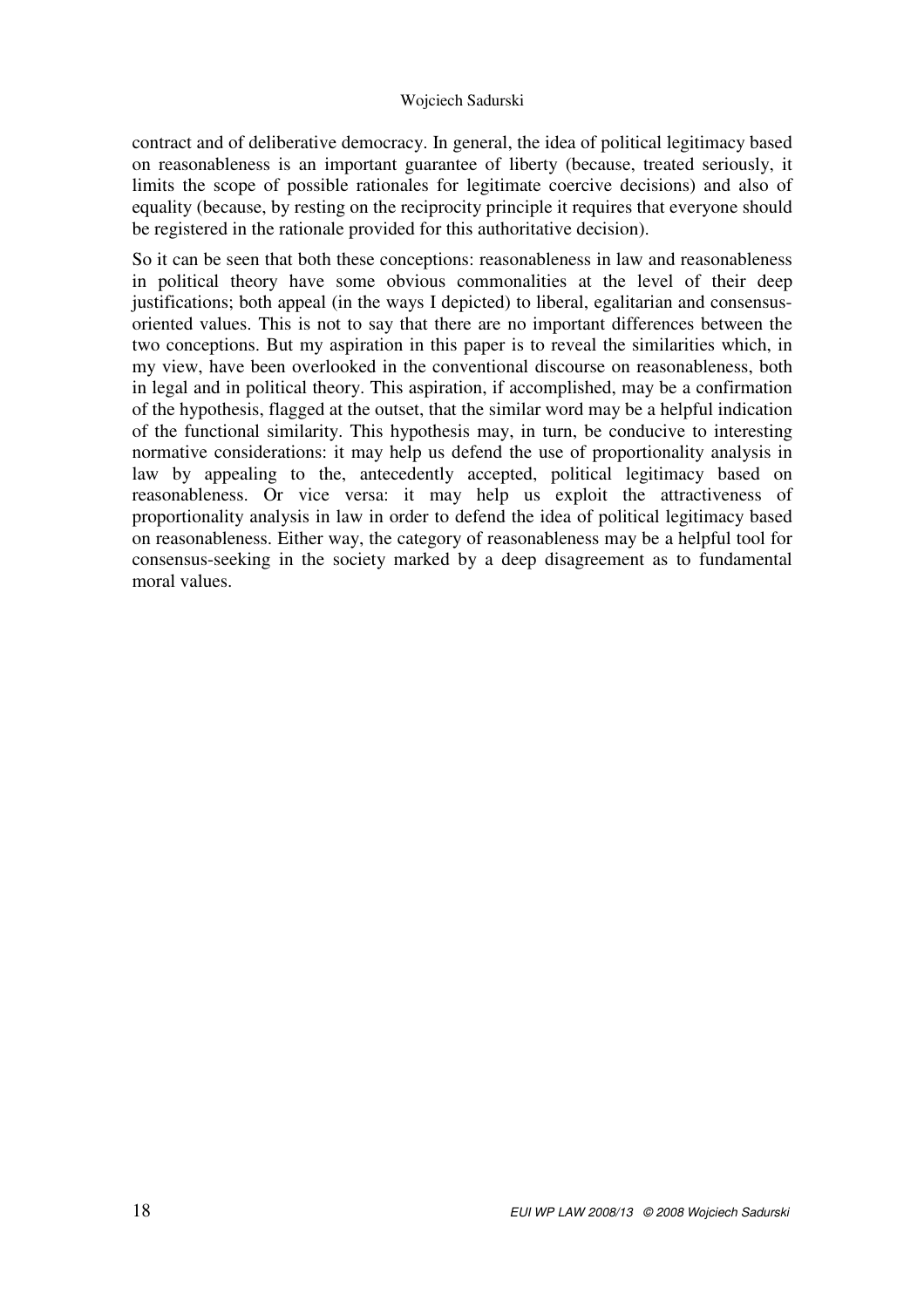contract and of deliberative democracy. In general, the idea of political legitimacy based on reasonableness is an important guarantee of liberty (because, treated seriously, it limits the scope of possible rationales for legitimate coercive decisions) and also of equality (because, by resting on the reciprocity principle it requires that everyone should be registered in the rationale provided for this authoritative decision).

So it can be seen that both these conceptions: reasonableness in law and reasonableness in political theory have some obvious commonalities at the level of their deep justifications; both appeal (in the ways I depicted) to liberal, egalitarian and consensus-oriented values. This is not to say that there are no important differences between the two conceptions. But my aspiration in this paper is to reveal the similarities which, in my view, have been overlooked in the conventional discourse on reasonableness, both in legal and in political theory. This aspiration, if accomplished, may be a confirmation of the hypothesis, flagged at the outset, that the similar word may be a helpful indication of the functional similarity. This hypothesis may, in turn, be conducive to interesting normative considerations: it may help us defend the use of proportionality analysis in law by appealing to the, antecedently accepted, political legitimacy based on reasonableness. Or vice versa: it may help us exploit the attractiveness of proportionality analysis in law in order to defend the idea of political legitimacy based on reasonableness. Either way, the category of reasonableness may be a helpful tool for consensus-seeking in the society marked by a deep disagreement as to fundamental moral values.